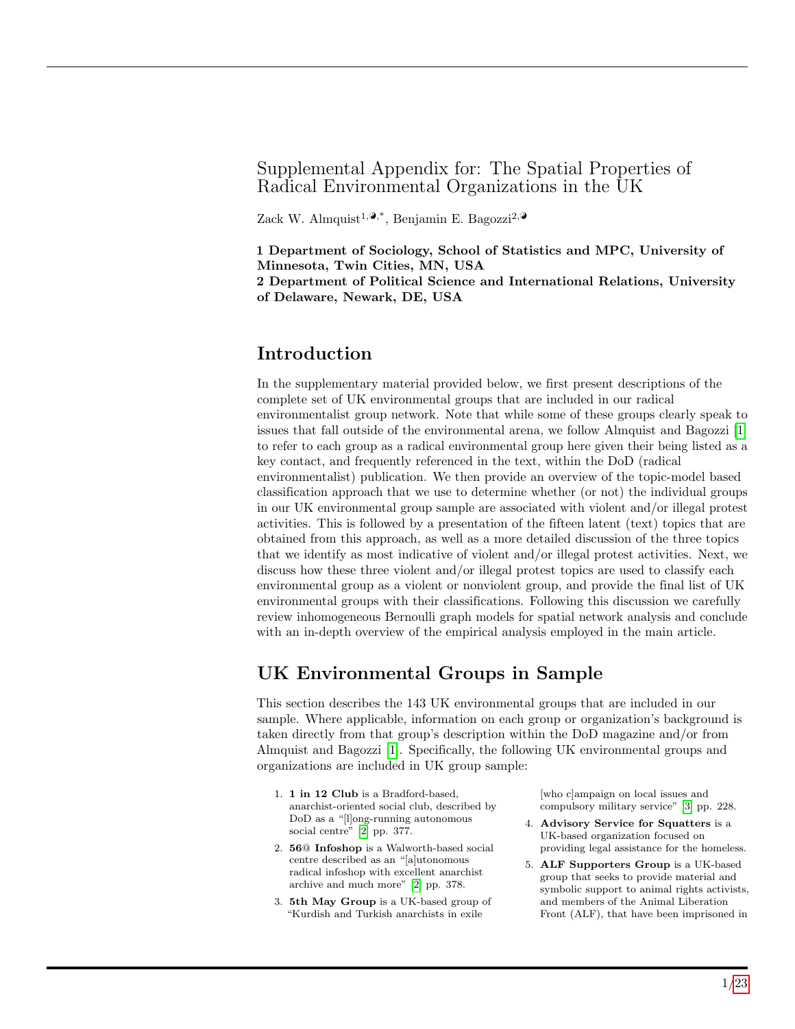# Supplemental Appendix for: The Spatial Properties of Radical Environmental Organizations in the UK

Zack W. Almquist[1,*], Benjamin E. Bagozzi[2]

**1 Department of Sociology, School of Statistics and MPC, University of Minnesota, Twin Cities, MN, USA**
**2 Department of Political Science and International Relations, University of Delaware, Newark, DE, USA**

## Introduction

In the supplementary material provided below, we first present descriptions of the complete set of UK environmental groups that are included in our radical environmentalist group network. Note that while some of these groups clearly speak to issues that fall outside of the environmental arena, we follow Almquist and Bagozzi [1] to refer to each group as a radical environmental group here given their being listed as a key contact, and frequently referenced in the text, within the DoD (radical environmentalist) publication. We then provide an overview of the topic-model based classification approach that we use to determine whether (or not) the individual groups in our UK environmental group sample are associated with violent and/or illegal protest activities. This is followed by a presentation of the fifteen latent (text) topics that are obtained from this approach, as well as a more detailed discussion of the three topics that we identify as most indicative of violent and/or illegal protest activities. Next, we discuss how these three violent and/or illegal protest topics are used to classify each environmental group as a violent or nonviolent group, and provide the final list of UK environmental groups with their classifications. Following this discussion we carefully review inhomogeneous Bernoulli graph models for spatial network analysis and conclude with an in-depth overview of the empirical analysis employed in the main article.

## UK Environmental Groups in Sample

This section describes the 143 UK environmental groups that are included in our sample. Where applicable, information on each group or organization's background is taken directly from that group's description within the DoD magazine and/or from Almquist and Bagozzi [1]. Specifically, the following UK environmental groups and organizations are included in UK group sample:

1. **1 in 12 Club** is a Bradford-based, anarchist-oriented social club, described by DoD as a "[l]ong-running autonomous social centre" [2] pp. 377.
2. **56@ Infoshop** is a Walworth-based social centre described as an "[a]utonomous radical infoshop with excellent anarchist archive and much more" [2] pp. 378.
3. **5th May Group** is a UK-based group of "Kurdish and Turkish anarchists in exile [who c]ampaign on local issues and compulsory military service" [3] pp. 228.
4. **Advisory Service for Squatters** is a UK-based organization focused on providing legal assistance for the homeless.
5. **ALF Supporters Group** is a UK-based group that seeks to provide material and symbolic support to animal rights activists, and members of the Animal Liberation Front (ALF), that have been imprisoned in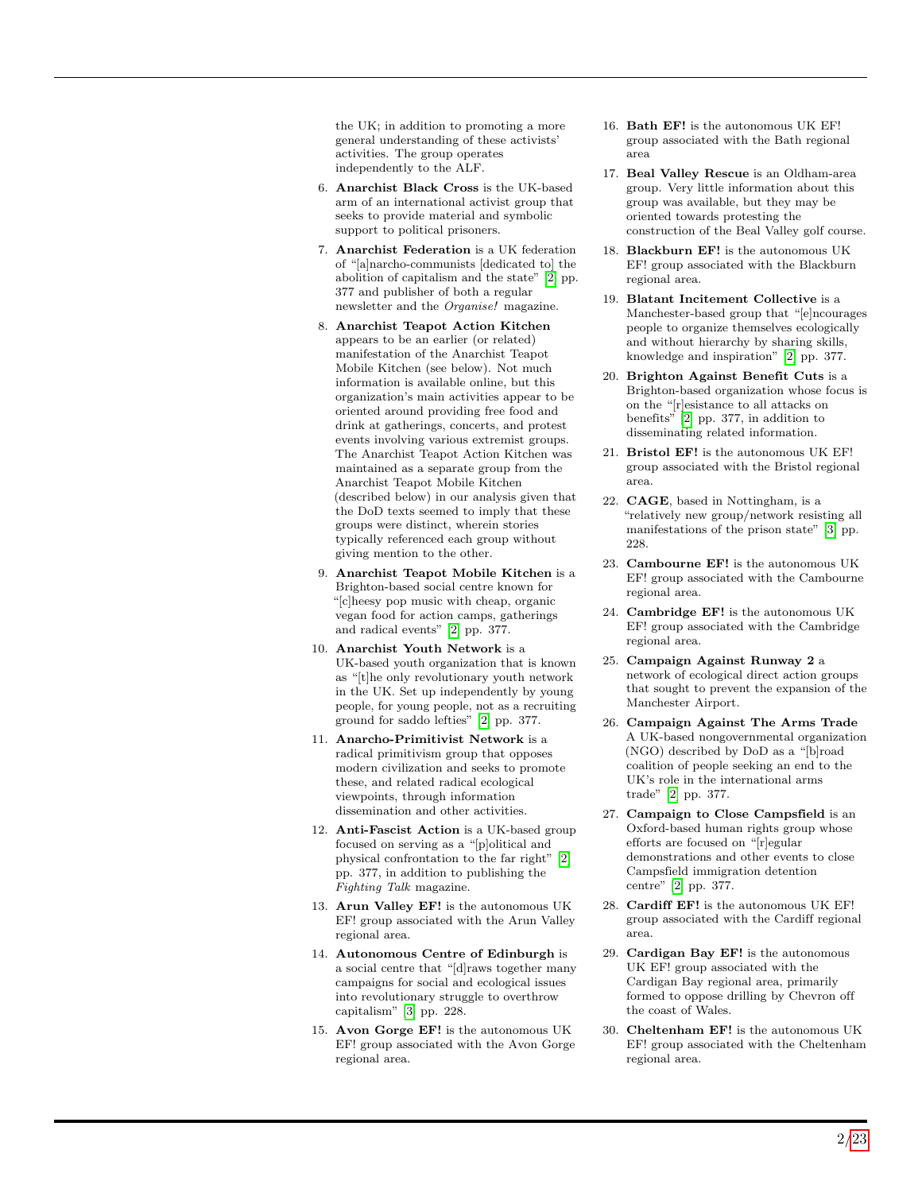the UK; in addition to promoting a more general understanding of these activists' activities. The group operates independently to the ALF.

6. **Anarchist Black Cross** is the UK-based arm of an international activist group that seeks to provide material and symbolic support to political prisoners.
7. **Anarchist Federation** is a UK federation of "[a]narcho-communists [dedicated to] the abolition of capitalism and the state" [2] pp. 377 and publisher of both a regular newsletter and the *Organise!* magazine.
8. **Anarchist Teapot Action Kitchen** appears to be an earlier (or related) manifestation of the Anarchist Teapot Mobile Kitchen (see below). Not much information is available online, but this organization's main activities appear to be oriented around providing free food and drink at gatherings, concerts, and protest events involving various extremist groups. The Anarchist Teapot Action Kitchen was maintained as a separate group from the Anarchist Teapot Mobile Kitchen (described below) in our analysis given that the DoD texts seemed to imply that these groups were distinct, wherein stories typically referenced each group without giving mention to the other.
9. **Anarchist Teapot Mobile Kitchen** is a Brighton-based social centre known for "[c]heesy pop music with cheap, organic vegan food for action camps, gatherings and radical events" [2] pp. 377.
10. **Anarchist Youth Network** is a UK-based youth organization that is known as "[t]he only revolutionary youth network in the UK. Set up independently by young people, for young people, not as a recruiting ground for saddo lefties" [2] pp. 377.
11. **Anarcho-Primitivist Network** is a radical primitivism group that opposes modern civilization and seeks to promote these, and related radical ecological viewpoints, through information dissemination and other activities.
12. **Anti-Fascist Action** is a UK-based group focused on serving as a "[p]olitical and physical confrontation to the far right" [2] pp. 377, in addition to publishing the *Fighting Talk* magazine.
13. **Arun Valley EF!** is the autonomous UK EF! group associated with the Arun Valley regional area.
14. **Autonomous Centre of Edinburgh** is a social centre that "[d]raws together many campaigns for social and ecological issues into revolutionary struggle to overthrow capitalism" [3] pp. 228.
15. **Avon Gorge EF!** is the autonomous UK EF! group associated with the Avon Gorge regional area.
16. **Bath EF!** is the autonomous UK EF! group associated with the Bath regional area
17. **Beal Valley Rescue** is an Oldham-area group. Very little information about this group was available, but they may be oriented towards protesting the construction of the Beal Valley golf course.
18. **Blackburn EF!** is the autonomous UK EF! group associated with the Blackburn regional area.
19. **Blatant Incitement Collective** is a Manchester-based group that "[e]ncourages people to organize themselves ecologically and without hierarchy by sharing skills, knowledge and inspiration" [2] pp. 377.
20. **Brighton Against Benefit Cuts** is a Brighton-based organization whose focus is on the "[r]esistance to all attacks on benefits" [2] pp. 377, in addition to disseminating related information.
21. **Bristol EF!** is the autonomous UK EF! group associated with the Bristol regional area.
22. **CAGE**, based in Nottingham, is a "relatively new group/network resisting all manifestations of the prison state" [3] pp. 228.
23. **Cambourne EF!** is the autonomous UK EF! group associated with the Cambourne regional area.
24. **Cambridge EF!** is the autonomous UK EF! group associated with the Cambridge regional area.
25. **Campaign Against Runway 2** a network of ecological direct action groups that sought to prevent the expansion of the Manchester Airport.
26. **Campaign Against The Arms Trade** A UK-based nongovernmental organization (NGO) described by DoD as a "[b]road coalition of people seeking an end to the UK's role in the international arms trade" [2] pp. 377.
27. **Campaign to Close Campsfield** is an Oxford-based human rights group whose efforts are focused on "[r]egular demonstrations and other events to close Campsfield immigration detention centre" [2] pp. 377.
28. **Cardiff EF!** is the autonomous UK EF! group associated with the Cardiff regional area.
29. **Cardigan Bay EF!** is the autonomous UK EF! group associated with the Cardigan Bay regional area, primarily formed to oppose drilling by Chevron off the coast of Wales.
30. **Cheltenham EF!** is the autonomous UK EF! group associated with the Cheltenham regional area.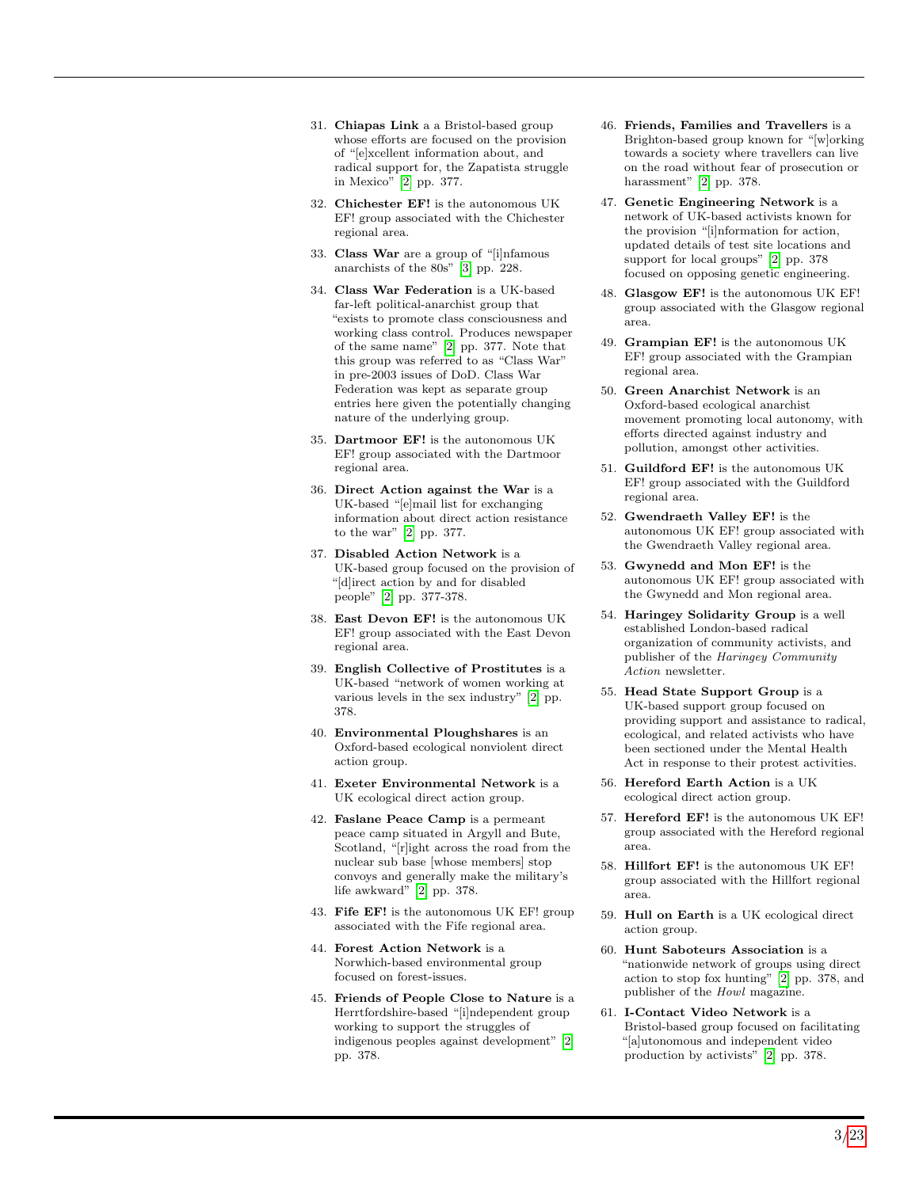31. **Chiapas Link** a a Bristol-based group whose efforts are focused on the provision of "[e]xcellent information about, and radical support for, the Zapatista struggle in Mexico" [2] pp. 377.

32. **Chichester EF!** is the autonomous UK EF! group associated with the Chichester regional area.

33. **Class War** are a group of "[i]nfamous anarchists of the 80s" [3] pp. 228.

34. **Class War Federation** is a UK-based far-left political-anarchist group that "exists to promote class consciousness and working class control. Produces newspaper of the same name" [2] pp. 377. Note that this group was referred to as "Class War" in pre-2003 issues of DoD. Class War Federation was kept as separate group entries here given the potentially changing nature of the underlying group.

35. **Dartmoor EF!** is the autonomous UK EF! group associated with the Dartmoor regional area.

36. **Direct Action against the War** is a UK-based "[e]mail list for exchanging information about direct action resistance to the war" [2] pp. 377.

37. **Disabled Action Network** is a UK-based group focused on the provision of "[d]irect action by and for disabled people" [2] pp. 377-378.

38. **East Devon EF!** is the autonomous UK EF! group associated with the East Devon regional area.

39. **English Collective of Prostitutes** is a UK-based "network of women working at various levels in the sex industry" [2] pp. 378.

40. **Environmental Ploughshares** is an Oxford-based ecological nonviolent direct action group.

41. **Exeter Environmental Network** is a UK ecological direct action group.

42. **Faslane Peace Camp** is a permeant peace camp situated in Argyll and Bute, Scotland, "[r]ight across the road from the nuclear sub base [whose members] stop convoys and generally make the military's life awkward" [2] pp. 378.

43. **Fife EF!** is the autonomous UK EF! group associated with the Fife regional area.

44. **Forest Action Network** is a Norwhich-based environmental group focused on forest-issues.

45. **Friends of People Close to Nature** is a Herrtfordshire-based "[i]ndependent group working to support the struggles of indigenous peoples against development" [2] pp. 378.

46. **Friends, Families and Travellers** is a Brighton-based group known for "[w]orking towards a society where travellers can live on the road without fear of prosecution or harassment" [2] pp. 378.

47. **Genetic Engineering Network** is a network of UK-based activists known for the provision "[i]nformation for action, updated details of test site locations and support for local groups" [2] pp. 378 focused on opposing genetic engineering.

48. **Glasgow EF!** is the autonomous UK EF! group associated with the Glasgow regional area.

49. **Grampian EF!** is the autonomous UK EF! group associated with the Grampian regional area.

50. **Green Anarchist Network** is an Oxford-based ecological anarchist movement promoting local autonomy, with efforts directed against industry and pollution, amongst other activities.

51. **Guildford EF!** is the autonomous UK EF! group associated with the Guildford regional area.

52. **Gwendraeth Valley EF!** is the autonomous UK EF! group associated with the Gwendraeth Valley regional area.

53. **Gwynedd and Mon EF!** is the autonomous UK EF! group associated with the Gwynedd and Mon regional area.

54. **Haringey Solidarity Group** is a well established London-based radical organization of community activists, and publisher of the *Haringey Community Action* newsletter.

55. **Head State Support Group** is a UK-based support group focused on providing support and assistance to radical, ecological, and related activists who have been sectioned under the Mental Health Act in response to their protest activities.

56. **Hereford Earth Action** is a UK ecological direct action group.

57. **Hereford EF!** is the autonomous UK EF! group associated with the Hereford regional area.

58. **Hillfort EF!** is the autonomous UK EF! group associated with the Hillfort regional area.

59. **Hull on Earth** is a UK ecological direct action group.

60. **Hunt Saboteurs Association** is a "nationwide network of groups using direct action to stop fox hunting" [2] pp. 378, and publisher of the *Howl* magazine.

61. **I-Contact Video Network** is a Bristol-based group focused on facilitating "[a]utonomous and independent video production by activists" [2] pp. 378.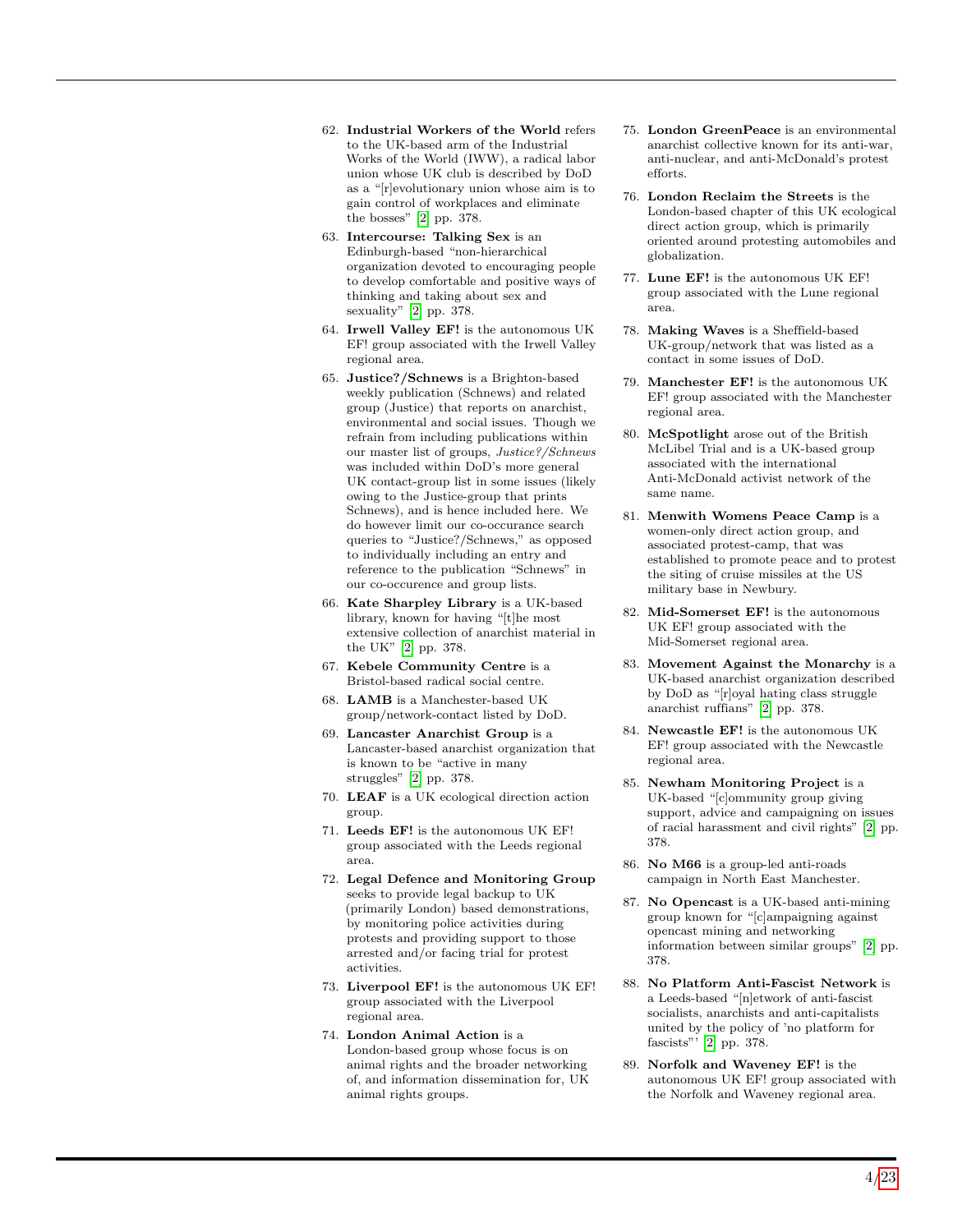62. **Industrial Workers of the World** refers to the UK-based arm of the Industrial Works of the World (IWW), a radical labor union whose UK club is described by DoD as a "[r]evolutionary union whose aim is to gain control of workplaces and eliminate the bosses" [2] pp. 378.
63. **Intercourse: Talking Sex** is an Edinburgh-based "non-hierarchical organization devoted to encouraging people to develop comfortable and positive ways of thinking and taking about sex and sexuality" [2] pp. 378.
64. **Irwell Valley EF!** is the autonomous UK EF! group associated with the Irwell Valley regional area.
65. **Justice?/Schnews** is a Brighton-based weekly publication (Schnews) and related group (Justice) that reports on anarchist, environmental and social issues. Though we refrain from including publications within our master list of groups, *Justice?/Schnews* was included within DoD's more general UK contact-group list in some issues (likely owing to the Justice-group that prints Schnews), and is hence included here. We do however limit our co-occurance search queries to "Justice?/Schnews," as opposed to individually including an entry and reference to the publication "Schnews" in our co-occurence and group lists.
66. **Kate Sharpley Library** is a UK-based library, known for having "[t]he most extensive collection of anarchist material in the UK" [2] pp. 378.
67. **Kebele Community Centre** is a Bristol-based radical social centre.
68. **LAMB** is a Manchester-based UK group/network-contact listed by DoD.
69. **Lancaster Anarchist Group** is a Lancaster-based anarchist organization that is known to be "active in many struggles" [2] pp. 378.
70. **LEAF** is a UK ecological direction action group.
71. **Leeds EF!** is the autonomous UK EF! group associated with the Leeds regional area.
72. **Legal Defence and Monitoring Group** seeks to provide legal backup to UK (primarily London) based demonstrations, by monitoring police activities during protests and providing support to those arrested and/or facing trial for protest activities.
73. **Liverpool EF!** is the autonomous UK EF! group associated with the Liverpool regional area.
74. **London Animal Action** is a London-based group whose focus is on animal rights and the broader networking of, and information dissemination for, UK animal rights groups.
75. **London GreenPeace** is an environmental anarchist collective known for its anti-war, anti-nuclear, and anti-McDonald's protest efforts.
76. **London Reclaim the Streets** is the London-based chapter of this UK ecological direct action group, which is primarily oriented around protesting automobiles and globalization.
77. **Lune EF!** is the autonomous UK EF! group associated with the Lune regional area.
78. **Making Waves** is a Sheffield-based UK-group/network that was listed as a contact in some issues of DoD.
79. **Manchester EF!** is the autonomous UK EF! group associated with the Manchester regional area.
80. **McSpotlight** arose out of the British McLibel Trial and is a UK-based group associated with the international Anti-McDonald activist network of the same name.
81. **Menwith Womens Peace Camp** is a women-only direct action group, and associated protest-camp, that was established to promote peace and to protest the siting of cruise missiles at the US military base in Newbury.
82. **Mid-Somerset EF!** is the autonomous UK EF! group associated with the Mid-Somerset regional area.
83. **Movement Against the Monarchy** is a UK-based anarchist organization described by DoD as "[r]oyal hating class struggle anarchist ruffians" [2] pp. 378.
84. **Newcastle EF!** is the autonomous UK EF! group associated with the Newcastle regional area.
85. **Newham Monitoring Project** is a UK-based "[c]ommunity group giving support, advice and campaigning on issues of racial harassment and civil rights" [2] pp. 378.
86. **No M66** is a group-led anti-roads campaign in North East Manchester.
87. **No Opencast** is a UK-based anti-mining group known for "[c]ampaigning against opencast mining and networking information between similar groups" [2] pp. 378.
88. **No Platform Anti-Fascist Network** is a Leeds-based "[n]etwork of anti-fascist socialists, anarchists and anti-capitalists united by the policy of 'no platform for fascists"' [2] pp. 378.
89. **Norfolk and Waveney EF!** is the autonomous UK EF! group associated with the Norfolk and Waveney regional area.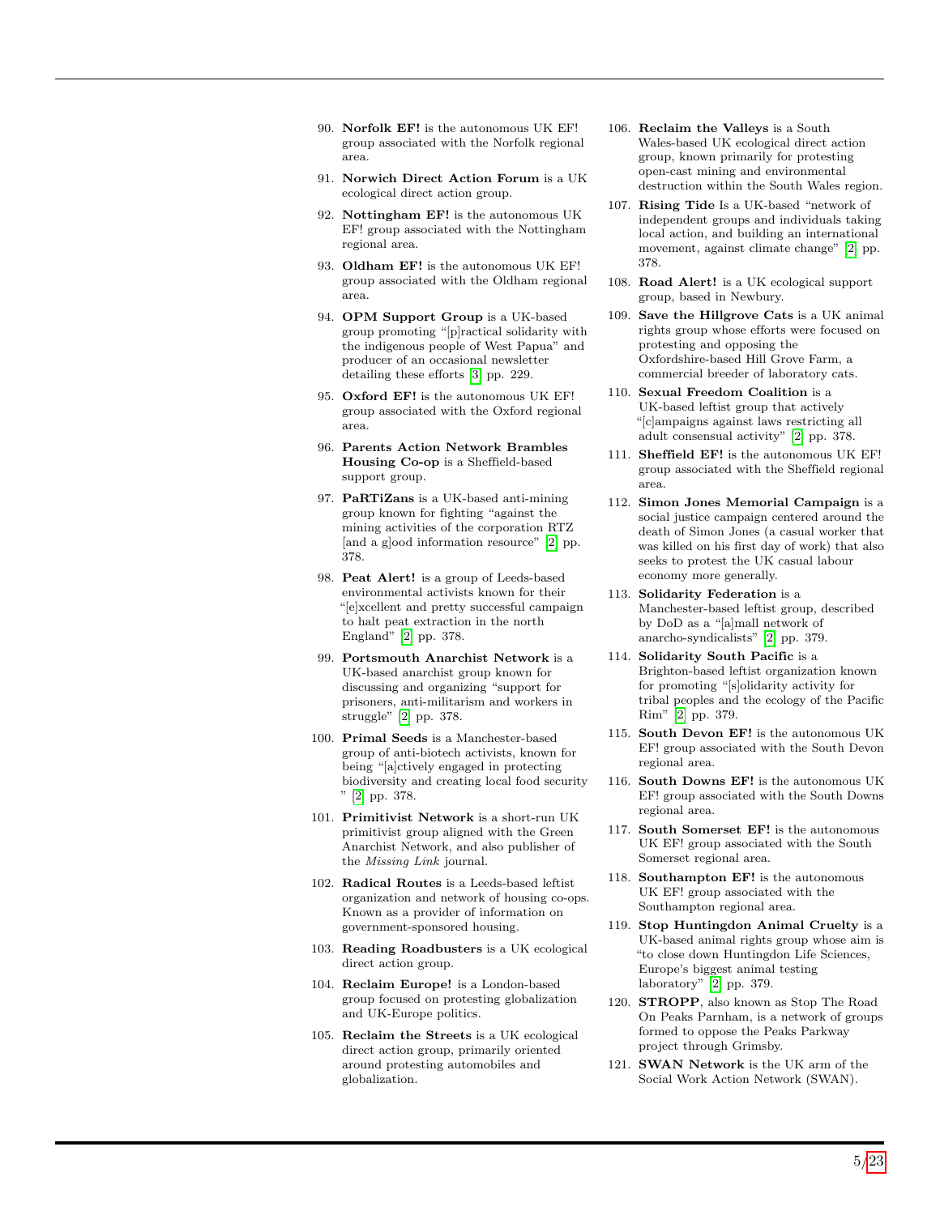90. **Norfolk EF!** is the autonomous UK EF! group associated with the Norfolk regional area.
91. **Norwich Direct Action Forum** is a UK ecological direct action group.
92. **Nottingham EF!** is the autonomous UK EF! group associated with the Nottingham regional area.
93. **Oldham EF!** is the autonomous UK EF! group associated with the Oldham regional area.
94. **OPM Support Group** is a UK-based group promoting "[p]ractical solidarity with the indigenous people of West Papua" and producer of an occasional newsletter detailing these efforts [3] pp. 229.
95. **Oxford EF!** is the autonomous UK EF! group associated with the Oxford regional area.
96. **Parents Action Network Brambles Housing Co-op** is a Sheffield-based support group.
97. **PaRTiZans** is a UK-based anti-mining group known for fighting "against the mining activities of the corporation RTZ [and a g]ood information resource" [2] pp. 378.
98. **Peat Alert!** is a group of Leeds-based environmental activists known for their "[e]xcellent and pretty successful campaign to halt peat extraction in the north England" [2] pp. 378.
99. **Portsmouth Anarchist Network** is a UK-based anarchist group known for discussing and organizing "support for prisoners, anti-militarism and workers in struggle" [2] pp. 378.
100. **Primal Seeds** is a Manchester-based group of anti-biotech activists, known for being "[a]ctively engaged in protecting biodiversity and creating local food security " [2] pp. 378.
101. **Primitivist Network** is a short-run UK primitivist group aligned with the Green Anarchist Network, and also publisher of the *Missing Link* journal.
102. **Radical Routes** is a Leeds-based leftist organization and network of housing co-ops. Known as a provider of information on government-sponsored housing.
103. **Reading Roadbusters** is a UK ecological direct action group.
104. **Reclaim Europe!** is a London-based group focused on protesting globalization and UK-Europe politics.
105. **Reclaim the Streets** is a UK ecological direct action group, primarily oriented around protesting automobiles and globalization.
106. **Reclaim the Valleys** is a South Wales-based UK ecological direct action group, known primarily for protesting open-cast mining and environmental destruction within the South Wales region.
107. **Rising Tide** Is a UK-based "network of independent groups and individuals taking local action, and building an international movement, against climate change" [2] pp. 378.
108. **Road Alert!** is a UK ecological support group, based in Newbury.
109. **Save the Hillgrove Cats** is a UK animal rights group whose efforts were focused on protesting and opposing the Oxfordshire-based Hill Grove Farm, a commercial breeder of laboratory cats.
110. **Sexual Freedom Coalition** is a UK-based leftist group that actively "[c]ampaigns against laws restricting all adult consensual activity" [2] pp. 378.
111. **Sheffield EF!** is the autonomous UK EF! group associated with the Sheffield regional area.
112. **Simon Jones Memorial Campaign** is a social justice campaign centered around the death of Simon Jones (a casual worker that was killed on his first day of work) that also seeks to protest the UK casual labour economy more generally.
113. **Solidarity Federation** is a Manchester-based leftist group, described by DoD as a "[a]mall network of anarcho-syndicalists" [2] pp. 379.
114. **Solidarity South Pacific** is a Brighton-based leftist organization known for promoting "[s]olidarity activity for tribal peoples and the ecology of the Pacific Rim" [2] pp. 379.
115. **South Devon EF!** is the autonomous UK EF! group associated with the South Devon regional area.
116. **South Downs EF!** is the autonomous UK EF! group associated with the South Downs regional area.
117. **South Somerset EF!** is the autonomous UK EF! group associated with the South Somerset regional area.
118. **Southampton EF!** is the autonomous UK EF! group associated with the Southampton regional area.
119. **Stop Huntingdon Animal Cruelty** is a UK-based animal rights group whose aim is "to close down Huntingdon Life Sciences, Europe's biggest animal testing laboratory" [2] pp. 379.
120. **STROPP**, also known as Stop The Road On Peaks Parnham, is a network of groups formed to oppose the Peaks Parkway project through Grimsby.
121. **SWAN Network** is the UK arm of the Social Work Action Network (SWAN).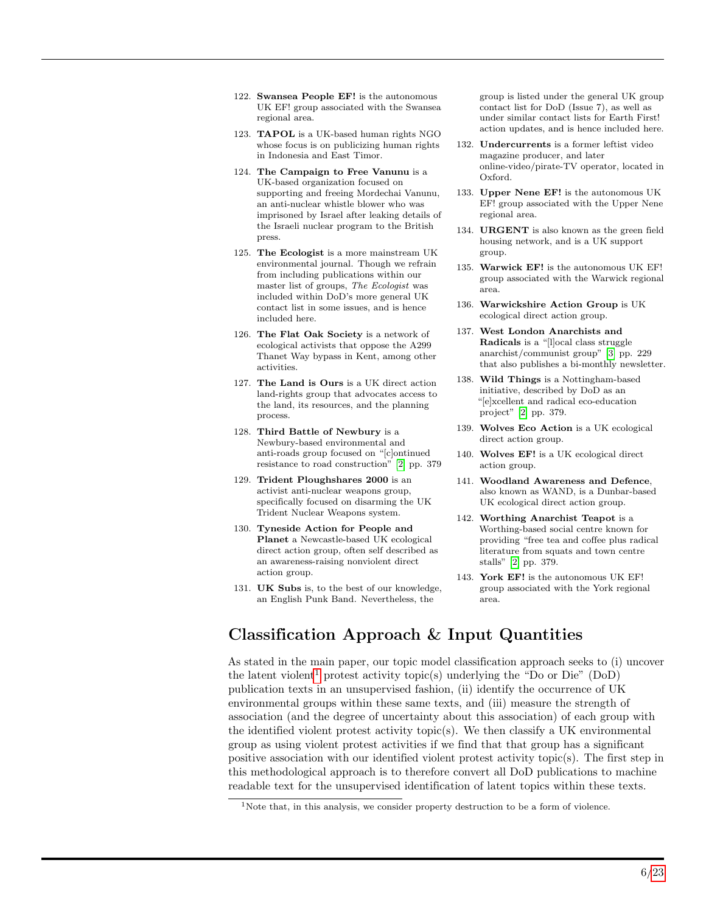122. **Swansea People EF!** is the autonomous UK EF! group associated with the Swansea regional area.
123. **TAPOL** is a UK-based human rights NGO whose focus is on publicizing human rights in Indonesia and East Timor.
124. **The Campaign to Free Vanunu** is a UK-based organization focused on supporting and freeing Mordechai Vanunu, an anti-nuclear whistle blower who was imprisoned by Israel after leaking details of the Israeli nuclear program to the British press.
125. **The Ecologist** is a more mainstream UK environmental journal. Though we refrain from including publications within our master list of groups, *The Ecologist* was included within DoD's more general UK contact list in some issues, and is hence included here.
126. **The Flat Oak Society** is a network of ecological activists that oppose the A299 Thanet Way bypass in Kent, among other activities.
127. **The Land is Ours** is a UK direct action land-rights group that advocates access to the land, its resources, and the planning process.
128. **Third Battle of Newbury** is a Newbury-based environmental and anti-roads group focused on "[c]ontinued resistance to road construction" [2] pp. 379
129. **Trident Ploughshares 2000** is an activist anti-nuclear weapons group, specifically focused on disarming the UK Trident Nuclear Weapons system.
130. **Tyneside Action for People and Planet** a Newcastle-based UK ecological direct action group, often self described as an awareness-raising nonviolent direct action group.
131. **UK Subs** is, to the best of our knowledge, an English Punk Band. Nevertheless, the group is listed under the general UK group contact list for DoD (Issue 7), as well as under similar contact lists for Earth First! action updates, and is hence included here.
132. **Undercurrents** is a former leftist video magazine producer, and later online-video/pirate-TV operator, located in Oxford.
133. **Upper Nene EF!** is the autonomous UK EF! group associated with the Upper Nene regional area.
134. **URGENT** is also known as the green field housing network, and is a UK support group.
135. **Warwick EF!** is the autonomous UK EF! group associated with the Warwick regional area.
136. **Warwickshire Action Group** is UK ecological direct action group.
137. **West London Anarchists and Radicals** is a "[l]ocal class struggle anarchist/communist group" [3] pp. 229 that also publishes a bi-monthly newsletter.
138. **Wild Things** is a Nottingham-based initiative, described by DoD as an "[e]xcellent and radical eco-education project" [2] pp. 379.
139. **Wolves Eco Action** is a UK ecological direct action group.
140. **Wolves EF!** is a UK ecological direct action group.
141. **Woodland Awareness and Defence**, also known as WAND, is a Dunbar-based UK ecological direct action group.
142. **Worthing Anarchist Teapot** is a Worthing-based social centre known for providing "free tea and coffee plus radical literature from squats and town centre stalls" [2] pp. 379.
143. **York EF!** is the autonomous UK EF! group associated with the York regional area.

## Classification Approach & Input Quantities

As stated in the main paper, our topic model classification approach seeks to (i) uncover the latent violent[1] protest activity topic(s) underlying the "Do or Die" (DoD) publication texts in an unsupervised fashion, (ii) identify the occurrence of UK environmental groups within these same texts, and (iii) measure the strength of association (and the degree of uncertainty about this association) of each group with the identified violent protest activity topic(s). We then classify a UK environmental group as using violent protest activities if we find that that group has a significant positive association with our identified violent protest activity topic(s). The first step in this methodological approach is to therefore convert all DoD publications to machine readable text for the unsupervised identification of latent topics within these texts.

[1] Note that, in this analysis, we consider property destruction to be a form of violence.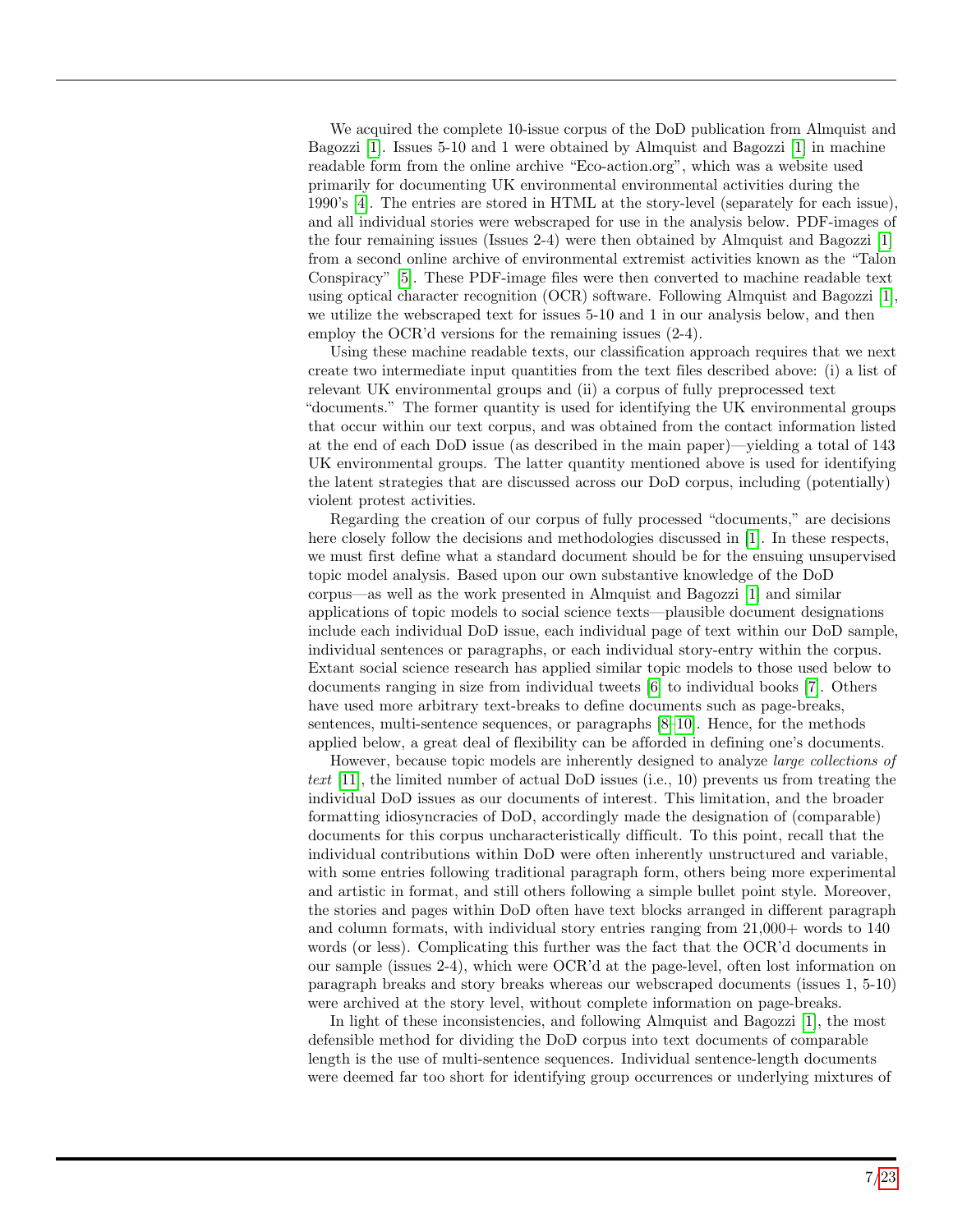We acquired the complete 10-issue corpus of the DoD publication from Almquist and Bagozzi [1]. Issues 5-10 and 1 were obtained by Almquist and Bagozzi [1] in machine readable form from the online archive "Eco-action.org", which was a website used primarily for documenting UK environmental environmental activities during the 1990's [4]. The entries are stored in HTML at the story-level (separately for each issue), and all individual stories were webscraped for use in the analysis below. PDF-images of the four remaining issues (Issues 2-4) were then obtained by Almquist and Bagozzi [1] from a second online archive of environmental extremist activities known as the "Talon Conspiracy" [5]. These PDF-image files were then converted to machine readable text using optical character recognition (OCR) software. Following Almquist and Bagozzi [1], we utilize the webscraped text for issues 5-10 and 1 in our analysis below, and then employ the OCR'd versions for the remaining issues (2-4).

Using these machine readable texts, our classification approach requires that we next create two intermediate input quantities from the text files described above: (i) a list of relevant UK environmental groups and (ii) a corpus of fully preprocessed text "documents." The former quantity is used for identifying the UK environmental groups that occur within our text corpus, and was obtained from the contact information listed at the end of each DoD issue (as described in the main paper)—yielding a total of 143 UK environmental groups. The latter quantity mentioned above is used for identifying the latent strategies that are discussed across our DoD corpus, including (potentially) violent protest activities.

Regarding the creation of our corpus of fully processed "documents," are decisions here closely follow the decisions and methodologies discussed in [1]. In these respects, we must first define what a standard document should be for the ensuing unsupervised topic model analysis. Based upon our own substantive knowledge of the DoD corpus—as well as the work presented in Almquist and Bagozzi [1] and similar applications of topic models to social science texts—plausible document designations include each individual DoD issue, each individual page of text within our DoD sample, individual sentences or paragraphs, or each individual story-entry within the corpus. Extant social science research has applied similar topic models to those used below to documents ranging in size from individual tweets [6] to individual books [7]. Others have used more arbitrary text-breaks to define documents such as page-breaks, sentences, multi-sentence sequences, or paragraphs [8–10]. Hence, for the methods applied below, a great deal of flexibility can be afforded in defining one's documents.

However, because topic models are inherently designed to analyze *large collections of text* [11], the limited number of actual DoD issues (i.e., 10) prevents us from treating the individual DoD issues as our documents of interest. This limitation, and the broader formatting idiosyncracies of DoD, accordingly made the designation of (comparable) documents for this corpus uncharacteristically difficult. To this point, recall that the individual contributions within DoD were often inherently unstructured and variable, with some entries following traditional paragraph form, others being more experimental and artistic in format, and still others following a simple bullet point style. Moreover, the stories and pages within DoD often have text blocks arranged in different paragraph and column formats, with individual story entries ranging from 21,000+ words to 140 words (or less). Complicating this further was the fact that the OCR'd documents in our sample (issues 2-4), which were OCR'd at the page-level, often lost information on paragraph breaks and story breaks whereas our webscraped documents (issues 1, 5-10) were archived at the story level, without complete information on page-breaks.

In light of these inconsistencies, and following Almquist and Bagozzi [1], the most defensible method for dividing the DoD corpus into text documents of comparable length is the use of multi-sentence sequences. Individual sentence-length documents were deemed far too short for identifying group occurrences or underlying mixtures of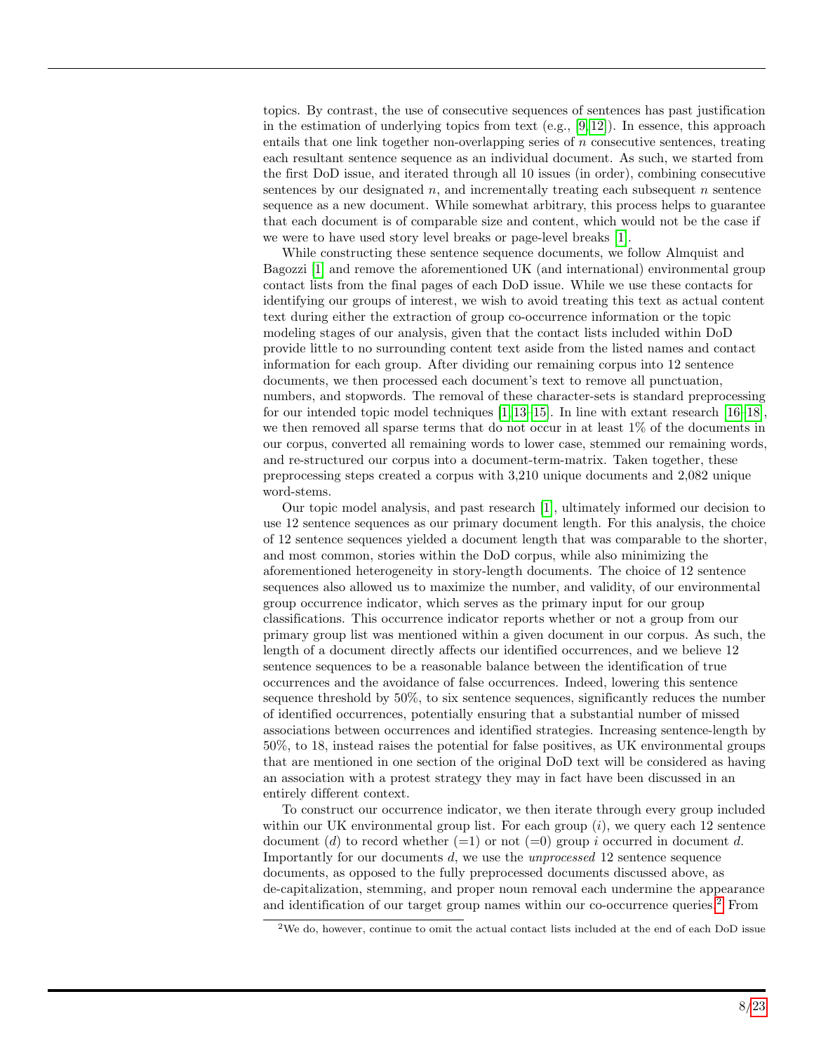topics. By contrast, the use of consecutive sequences of sentences has past justification in the estimation of underlying topics from text (e.g., [9–12]). In essence, this approach entails that one link together non-overlapping series of $n$ consecutive sentences, treating each resultant sentence sequence as an individual document. As such, we started from the first DoD issue, and iterated through all 10 issues (in order), combining consecutive sentences by our designated $n$, and incrementally treating each subsequent $n$ sentence sequence as a new document. While somewhat arbitrary, this process helps to guarantee that each document is of comparable size and content, which would not be the case if we were to have used story level breaks or page-level breaks [1].

While constructing these sentence sequence documents, we follow Almquist and Bagozzi [1] and remove the aforementioned UK (and international) environmental group contact lists from the final pages of each DoD issue. While we use these contacts for identifying our groups of interest, we wish to avoid treating this text as actual content text during either the extraction of group co-occurrence information or the topic modeling stages of our analysis, given that the contact lists included within DoD provide little to no surrounding content text aside from the listed names and contact information for each group. After dividing our remaining corpus into 12 sentence documents, we then processed each document's text to remove all punctuation, numbers, and stopwords. The removal of these character-sets is standard preprocessing for our intended topic model techniques [1, 13–15]. In line with extant research [16–18], we then removed all sparse terms that do not occur in at least 1% of the documents in our corpus, converted all remaining words to lower case, stemmed our remaining words, and re-structured our corpus into a document-term-matrix. Taken together, these preprocessing steps created a corpus with 3,210 unique documents and 2,082 unique word-stems.

Our topic model analysis, and past research [1], ultimately informed our decision to use 12 sentence sequences as our primary document length. For this analysis, the choice of 12 sentence sequences yielded a document length that was comparable to the shorter, and most common, stories within the DoD corpus, while also minimizing the aforementioned heterogeneity in story-length documents. The choice of 12 sentence sequences also allowed us to maximize the number, and validity, of our environmental group occurrence indicator, which serves as the primary input for our group classifications. This occurrence indicator reports whether or not a group from our primary group list was mentioned within a given document in our corpus. As such, the length of a document directly affects our identified occurrences, and we believe 12 sentence sequences to be a reasonable balance between the identification of true occurrences and the avoidance of false occurrences. Indeed, lowering this sentence sequence threshold by 50%, to six sentence sequences, significantly reduces the number of identified occurrences, potentially ensuring that a substantial number of missed associations between occurrences and identified strategies. Increasing sentence-length by 50%, to 18, instead raises the potential for false positives, as UK environmental groups that are mentioned in one section of the original DoD text will be considered as having an association with a protest strategy they may in fact have been discussed in an entirely different context.

To construct our occurrence indicator, we then iterate through every group included within our UK environmental group list. For each group ($i$), we query each 12 sentence document ($d$) to record whether (=1) or not (=0) group $i$ occurred in document $d$. Importantly for our documents $d$, we use the *unprocessed* 12 sentence sequence documents, as opposed to the fully preprocessed documents discussed above, as de-capitalization, stemming, and proper noun removal each undermine the appearance and identification of our target group names within our co-occurrence queries.[2] From

[2] We do, however, continue to omit the actual contact lists included at the end of each DoD issue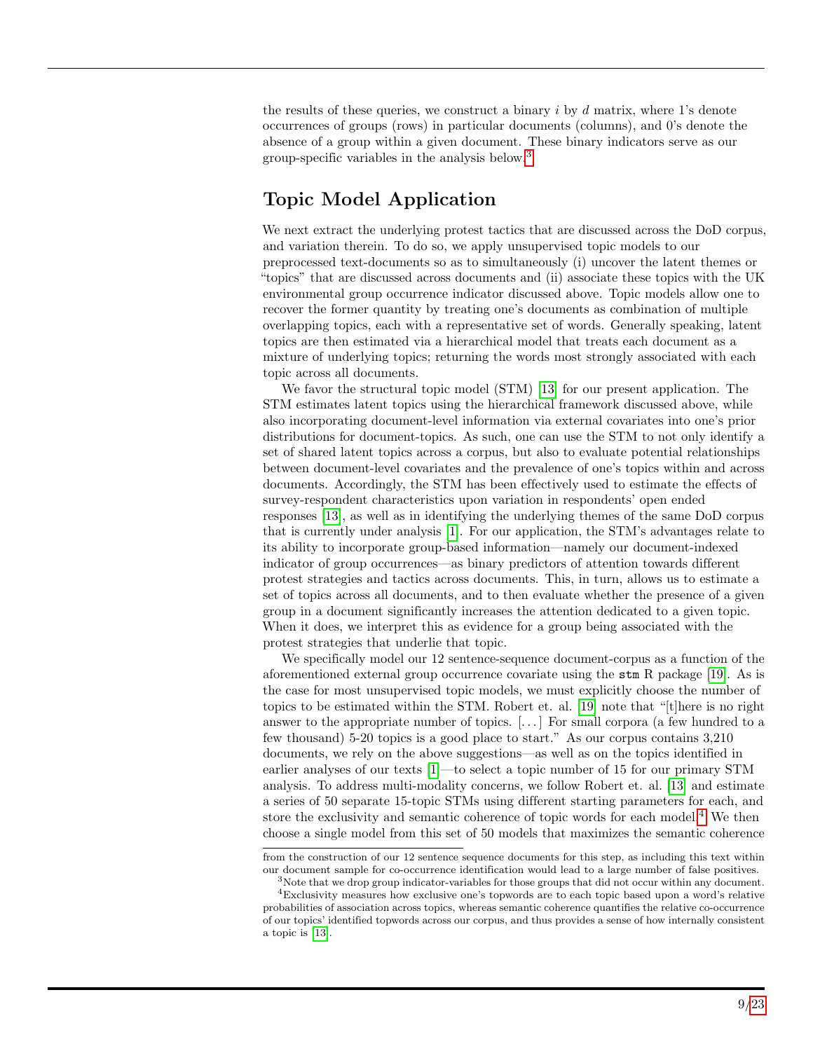the results of these queries, we construct a binary $i$ by $d$ matrix, where 1's denote occurrences of groups (rows) in particular documents (columns), and 0's denote the absence of a group within a given document. These binary indicators serve as our group-specific variables in the analysis below.[3]

## Topic Model Application

We next extract the underlying protest tactics that are discussed across the DoD corpus, and variation therein. To do so, we apply unsupervised topic models to our preprocessed text-documents so as to simultaneously (i) uncover the latent themes or "topics" that are discussed across documents and (ii) associate these topics with the UK environmental group occurrence indicator discussed above. Topic models allow one to recover the former quantity by treating one's documents as combination of multiple overlapping topics, each with a representative set of words. Generally speaking, latent topics are then estimated via a hierarchical model that treats each document as a mixture of underlying topics; returning the words most strongly associated with each topic across all documents.

We favor the structural topic model (STM) [13] for our present application. The STM estimates latent topics using the hierarchical framework discussed above, while also incorporating document-level information via external covariates into one's prior distributions for document-topics. As such, one can use the STM to not only identify a set of shared latent topics across a corpus, but also to evaluate potential relationships between document-level covariates and the prevalence of one's topics within and across documents. Accordingly, the STM has been effectively used to estimate the effects of survey-respondent characteristics upon variation in respondents' open ended responses [13], as well as in identifying the underlying themes of the same DoD corpus that is currently under analysis [1]. For our application, the STM's advantages relate to its ability to incorporate group-based information—namely our document-indexed indicator of group occurrences—as binary predictors of attention towards different protest strategies and tactics across documents. This, in turn, allows us to estimate a set of topics across all documents, and to then evaluate whether the presence of a given group in a document significantly increases the attention dedicated to a given topic. When it does, we interpret this as evidence for a group being associated with the protest strategies that underlie that topic.

We specifically model our 12 sentence-sequence document-corpus as a function of the aforementioned external group occurrence covariate using the `stm` R package [19]. As is the case for most unsupervised topic models, we must explicitly choose the number of topics to be estimated within the STM. Robert et. al. [19] note that "[t]here is no right answer to the appropriate number of topics. [...] For small corpora (a few hundred to a few thousand) 5-20 topics is a good place to start." As our corpus contains 3,210 documents, we rely on the above suggestions—as well as on the topics identified in earlier analyses of our texts [1]—to select a topic number of 15 for our primary STM analysis. To address multi-modality concerns, we follow Robert et. al. [13] and estimate a series of 50 separate 15-topic STMs using different starting parameters for each, and store the exclusivity and semantic coherence of topic words for each model.[4] We then choose a single model from this set of 50 models that maximizes the semantic coherence

---

from the construction of our 12 sentence sequence documents for this step, as including this text within our document sample for co-occurrence identification would lead to a large number of false positives.

[3] Note that we drop group indicator-variables for those groups that did not occur within any document.

[4] Exclusivity measures how exclusive one's topwords are to each topic based upon a word's relative probabilities of association across topics, whereas semantic coherence quantifies the relative co-occurrence of our topics' identified topwords across our corpus, and thus provides a sense of how internally consistent a topic is [13].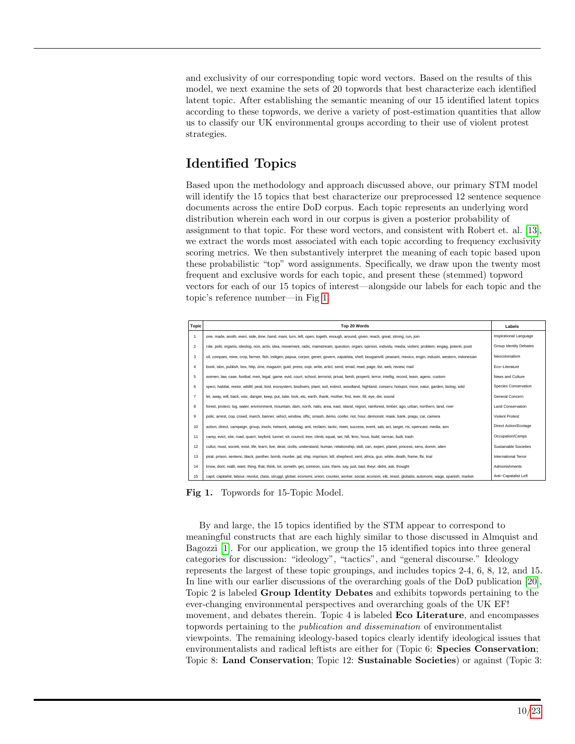and exclusivity of our corresponding topic word vectors. Based on the results of this model, we next examine the sets of 20 topwords that best characterize each identified latent topic. After establishing the semantic meaning of our 15 identified latent topics according to these topwords, we derive a variety of post-estimation quantities that allow us to classify our UK environmental groups according to their use of violent protest strategies.

## Identified Topics

Based upon the methodology and approach discussed above, our primary STM model will identify the 15 topics that best characterize our preprocessed 12 sentence sequence documents across the entire DoD corpus. Each topic represents an underlying word distribution wherein each word in our corpus is given a posterior probability of assignment to that topic. For these word vectors, and consistent with Robert et. al. [13], we extract the words most associated with each topic according to frequency exclusivity scoring metrics. We then substantively interpret the meaning of each topic based upon these probabilistic "top" word assignments. Specifically, we draw upon the twenty most frequent and exclusive words for each topic, and present these (stemmed) topword vectors for each of our 15 topics of interest—alongside our labels for each topic and the topic's reference number—in Fig 1.

| Topic | Top 20 Words | Labels |
|---|---|---|
| 1 | one, made, anoth, everi, side, time, hand, mani, turn, left, open, togeth, enough, around, given, reach, great, strong, run, join | Inspirational Language |
| 2 | role, polit, organis, ideolog, non, activ, idea, movement, radic, mainstream, question, organi, opinion, individu, media, violent, problem, engag, potenti, posit | Group Identity Debates |
| 3 | oil, compani, mine, crop, farmer, fish, indigen, papua, corpor, genet, govern, zapatista, shell, bougainvill, peasant, mexico, engin, industri, western, indonesian | Neocolonialism |
| 4 | book, isbn, publish, box, http, zine, magazin, guid, press, copi, write, articl, send, email, read, page, list, web, review, mail | Eco–Literature |
| 5 | women, law, case, footbal, men, legal, game, evid, court, school, terrorist, privat, famili, properti, terror, intellig, record, team, agenc, custom | News and Culture |
| 6 | speci, habitat, restor, wildlif, peat, bird, ecosystem, biodivers, plant, soil, extinct, woodland, highland, conserv, hotspot, moor, natur, garden, biolog, wild | Species Conservation |
| 7 | let, away, will, back, voic, danger, keep, put, take, look, etc, earth, thank, mother, first, ever, fill, eye, die, sound | General Concern |
| 8 | forest, protect, log, water, environment, mountain, dam, north, nativ, area, east, island, region, rainforest, timber, ago, urban, northern, land, river | Land Conservation |
| 9 | polic, arrest, cop, crowd, march, banner, vehicl, window, offic, smash, demo, confer, riot, hour, demonstr, mask, bank, pragu, car, camera | Violent Protest |
| 10 | action, direct, campaign, group, involv, network, sabotag, anti, reclaim, tactic, meet, success, event, sab, act, target, rts, opencast, media, aim | Direct Action/Ecotage |
| 11 | camp, evict, site, road, quarri, twyford, tunnel, sit, council, tree, climb, squat, set, hill, fenc, hous, build, tarmac, built, trash | Occupation/Camps |
| 12 | cultur, must, societi, exist, life, learn, live, desir, civilis, understand, human, relationship, skill, can, experi, planet, process, sens, domin, alien | Sustainable Societies |
| 13 | pirat, prison, sentenc, black, panther, bomb, murder, jail, ship, imprison, kill, shepherd, sent, africa, gun, white, death, frame, fbi, trial | International Terror |
| 14 | know, dont, realli, want, thing, that, think, lot, someth, get, someon, sure, there, say, just, bad, theyr, didnt, ask, thought | Admonishments |
| 15 | capit, capitalist, labour, revolut, class, struggl, global, economi, union, counter, worker, social, econom, elit, resist, globalis, autonomi, wage, spanish, market | Anti–Capatalist Left |

**Fig 1.** Topwords for 15-Topic Model.

By and large, the 15 topics identified by the STM appear to correspond to meaningful constructs that are each highly similar to those discussed in Almquist and Bagozzi [1]. For our application, we group the 15 identified topics into three general categories for discussion: "ideology", "tactics", and "general discourse." Ideology represents the largest of these topic groupings, and includes topics 2-4, 6, 8, 12, and 15. In line with our earlier discussions of the overarching goals of the DoD publication [20], Topic 2 is labeled **Group Identity Debates** and exhibits topwords pertaining to the ever-changing environmental perspectives and overarching goals of the UK EF! movement, and debates therein. Topic 4 is labeled **Eco Literature**, and encompasses topwords pertaining to the *publication and dissemination* of environmentalist viewpoints. The remaining ideology-based topics clearly identify ideological issues that environmentalists and radical leftists are either for (Topic 6: **Species Conservation**; Topic 8: **Land Conservation**; Topic 12: **Sustainable Societies**) or against (Topic 3: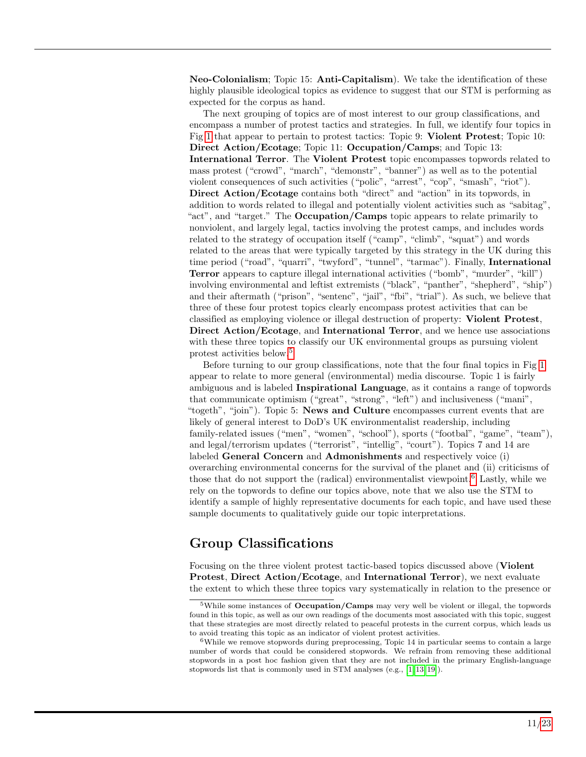**Neo-Colonialism**; Topic 15: **Anti-Capitalism**). We take the identification of these highly plausible ideological topics as evidence to suggest that our STM is performing as expected for the corpus as hand.

The next grouping of topics are of most interest to our group classifications, and encompass a number of protest tactics and strategies. In full, we identify four topics in Fig 1 that appear to pertain to protest tactics: Topic 9: **Violent Protest**; Topic 10: **Direct Action/Ecotage**; Topic 11: **Occupation/Camps**; and Topic 13: **International Terror**. The **Violent Protest** topic encompasses topwords related to mass protest ("crowd", "march", "demonstr", "banner") as well as to the potential violent consequences of such activities ("polic", "arrest", "cop", "smash", "riot"). **Direct Action/Ecotage** contains both "direct" and "action" in its topwords, in addition to words related to illegal and potentially violent activities such as "sabitag", "act", and "target." The **Occupation/Camps** topic appears to relate primarily to nonviolent, and largely legal, tactics involving the protest camps, and includes words related to the strategy of occupation itself ("camp", "climb", "squat") and words related to the areas that were typically targeted by this strategy in the UK during this time period ("road", "quarri", "twyford", "tunnel", "tarmac"). Finally, **International Terror** appears to capture illegal international activities ("bomb", "murder", "kill") involving environmental and leftist extremists ("black", "panther", "shepherd", "ship") and their aftermath ("prison", "sentenc", "jail", "fbi", "trial"). As such, we believe that three of these four protest topics clearly encompass protest activities that can be classified as employing violence or illegal destruction of property: **Violent Protest**, **Direct Action/Ecotage**, and **International Terror**, and we hence use associations with these three topics to classify our UK environmental groups as pursuing violent protest activities below.[5]

Before turning to our group classifications, note that the four final topics in Fig 1 appear to relate to more general (environmental) media discourse. Topic 1 is fairly ambiguous and is labeled **Inspirational Language**, as it contains a range of topwords that communicate optimism ("great", "strong", "left") and inclusiveness ("mani", "togeth", "join"). Topic 5: **News and Culture** encompasses current events that are likely of general interest to DoD's UK environmentalist readership, including family-related issues ("men", "women", "school"), sports ("footbal", "game", "team"), and legal/terrorism updates ("terrorist", "intellig", "court"). Topics 7 and 14 are labeled **General Concern** and **Admonishments** and respectively voice (i) overarching environmental concerns for the survival of the planet and (ii) criticisms of those that do not support the (radical) environmentalist viewpoint.[6] Lastly, while we rely on the topwords to define our topics above, note that we also use the STM to identify a sample of highly representative documents for each topic, and have used these sample documents to qualitatively guide our topic interpretations.

## Group Classifications

Focusing on the three violent protest tactic-based topics discussed above (**Violent Protest**, **Direct Action/Ecotage**, and **International Terror**), we next evaluate the extent to which these three topics vary systematically in relation to the presence or

---

[5] While some instances of **Occupation/Camps** may very well be violent or illegal, the topwords found in this topic, as well as our own readings of the documents most associated with this topic, suggest that these strategies are most directly related to peaceful protests in the current corpus, which leads us to avoid treating this topic as an indicator of violent protest activities.

[6] While we remove stopwords during preprocessing, Topic 14 in particular seems to contain a large number of words that could be considered stopwords. We refrain from removing these additional stopwords in a post hoc fashion given that they are not included in the primary English-language stopwords list that is commonly used in STM analyses (e.g., [1, 13, 19]).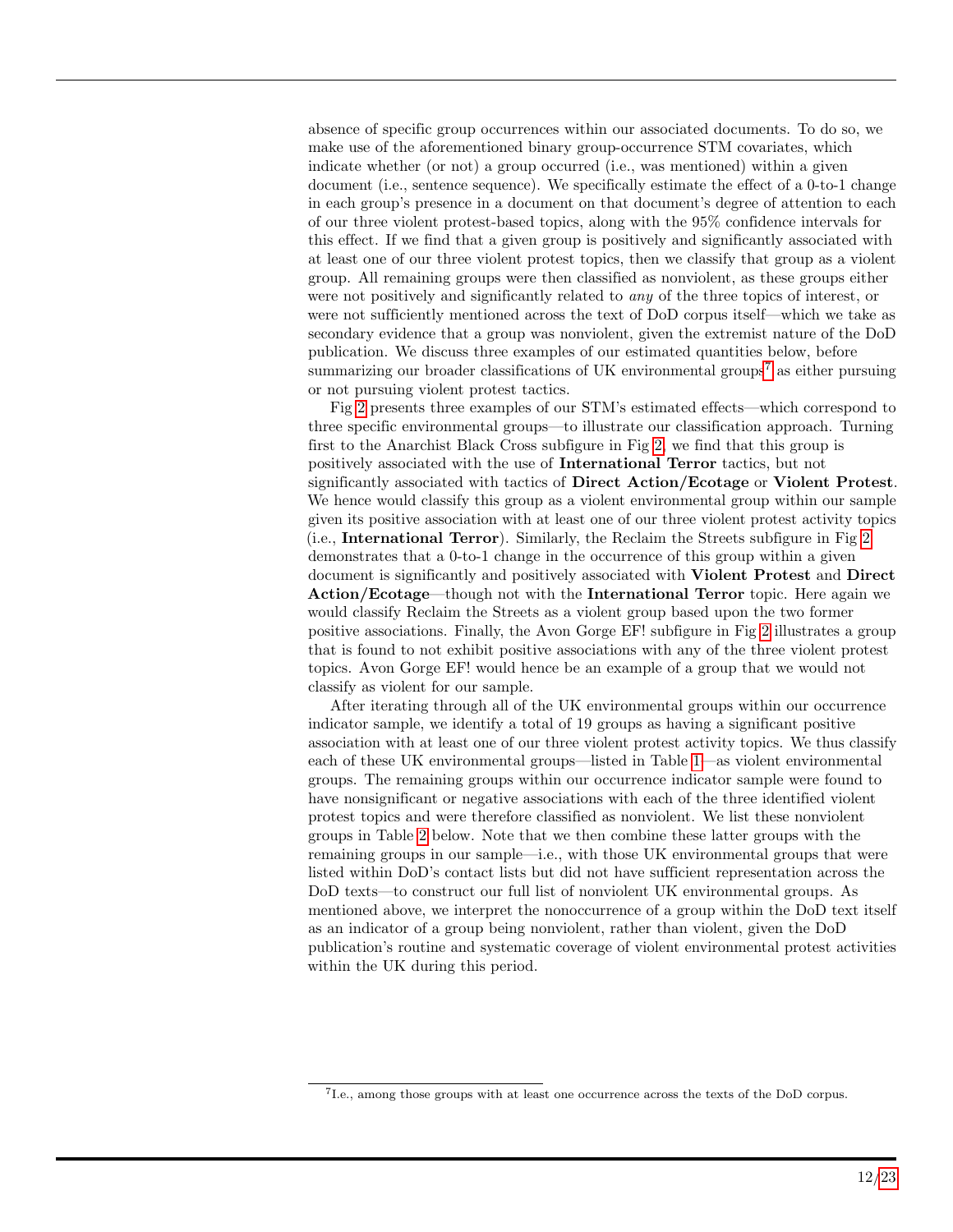absence of specific group occurrences within our associated documents. To do so, we make use of the aforementioned binary group-occurrence STM covariates, which indicate whether (or not) a group occurred (i.e., was mentioned) within a given document (i.e., sentence sequence). We specifically estimate the effect of a 0-to-1 change in each group's presence in a document on that document's degree of attention to each of our three violent protest-based topics, along with the 95% confidence intervals for this effect. If we find that a given group is positively and significantly associated with at least one of our three violent protest topics, then we classify that group as a violent group. All remaining groups were then classified as nonviolent, as these groups either were not positively and significantly related to *any* of the three topics of interest, or were not sufficiently mentioned across the text of DoD corpus itself—which we take as secondary evidence that a group was nonviolent, given the extremist nature of the DoD publication. We discuss three examples of our estimated quantities below, before summarizing our broader classifications of UK environmental groups[7] as either pursuing or not pursuing violent protest tactics.

Fig 2 presents three examples of our STM's estimated effects—which correspond to three specific environmental groups—to illustrate our classification approach. Turning first to the Anarchist Black Cross subfigure in Fig 2, we find that this group is positively associated with the use of **International Terror** tactics, but not significantly associated with tactics of **Direct Action/Ecotage** or **Violent Protest**. We hence would classify this group as a violent environmental group within our sample given its positive association with at least one of our three violent protest activity topics (i.e., **International Terror**). Similarly, the Reclaim the Streets subfigure in Fig 2 demonstrates that a 0-to-1 change in the occurrence of this group within a given document is significantly and positively associated with **Violent Protest** and **Direct Action/Ecotage**—though not with the **International Terror** topic. Here again we would classify Reclaim the Streets as a violent group based upon the two former positive associations. Finally, the Avon Gorge EF! subfigure in Fig 2 illustrates a group that is found to not exhibit positive associations with any of the three violent protest topics. Avon Gorge EF! would hence be an example of a group that we would not classify as violent for our sample.

After iterating through all of the UK environmental groups within our occurrence indicator sample, we identify a total of 19 groups as having a significant positive association with at least one of our three violent protest activity topics. We thus classify each of these UK environmental groups—listed in Table 1—as violent environmental groups. The remaining groups within our occurrence indicator sample were found to have nonsignificant or negative associations with each of the three identified violent protest topics and were therefore classified as nonviolent. We list these nonviolent groups in Table 2 below. Note that we then combine these latter groups with the remaining groups in our sample—i.e., with those UK environmental groups that were listed within DoD's contact lists but did not have sufficient representation across the DoD texts—to construct our full list of nonviolent UK environmental groups. As mentioned above, we interpret the nonoccurrence of a group within the DoD text itself as an indicator of a group being nonviolent, rather than violent, given the DoD publication's routine and systematic coverage of violent environmental protest activities within the UK during this period.

[7] I.e., among those groups with at least one occurrence across the texts of the DoD corpus.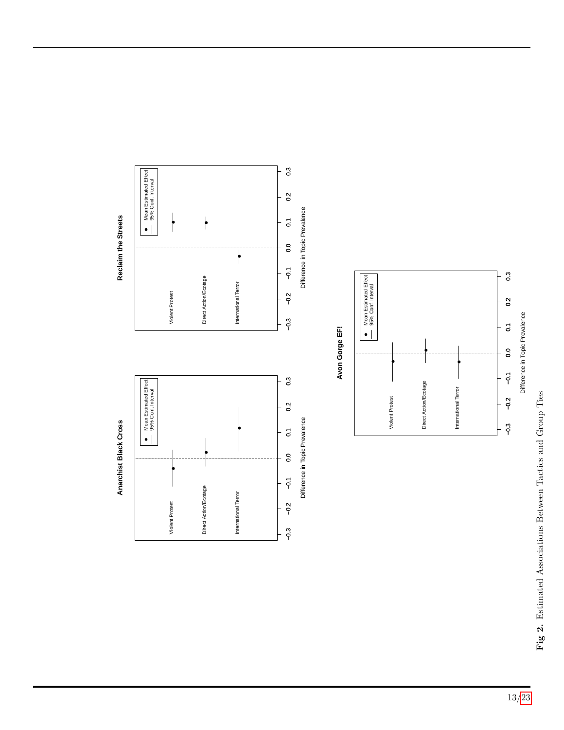**Fig 2.** Estimated Associations Between Tactics and Group Ties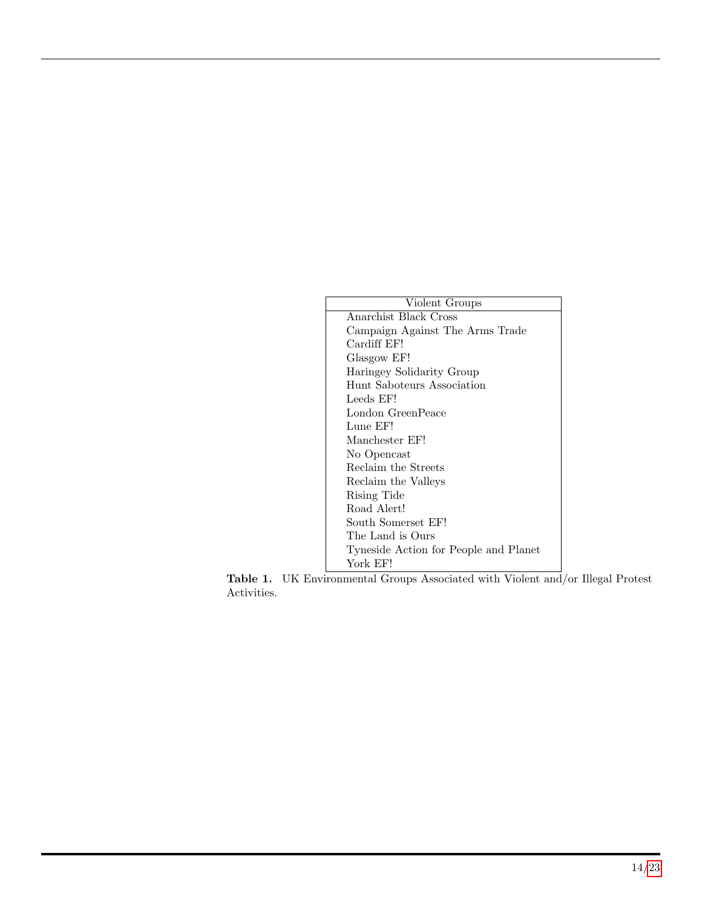| Violent Groups |
| --- |
| Anarchist Black Cross |
| Campaign Against The Arms Trade |
| Cardiff EF! |
| Glasgow EF! |
| Haringey Solidarity Group |
| Hunt Saboteurs Association |
| Leeds EF! |
| London GreenPeace |
| Lune EF! |
| Manchester EF! |
| No Opencast |
| Reclaim the Streets |
| Reclaim the Valleys |
| Rising Tide |
| Road Alert! |
| South Somerset EF! |
| The Land is Ours |
| Tyneside Action for People and Planet |
| York EF! |

**Table 1.** UK Environmental Groups Associated with Violent and/or Illegal Protest Activities.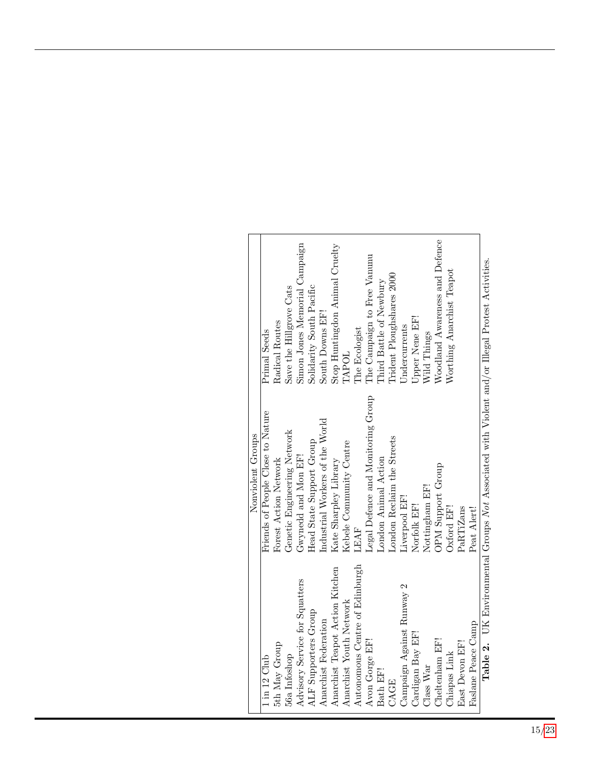| Nonviolent Groups | | |
|---|---|---|
| 1 in 12 Club | Friends of People Close to Nature | Primal Seeds |
| 5th May Group | Forest Action Network | Radical Routes |
| 56a Infoshop | Genetic Engineering Network | Save the Hillgrove Cats |
| Advisory Service for Squatters | Gwynedd and Mon EF! | Simon Jones Memorial Campaign |
| ALF Supporters Group | Head State Support Group | Solidarity South Pacific |
| Anarchist Federation | Industrial Workers of the World | South Downs EF! |
| Anarchist Teapot Action Kitchen | Kate Sharpley Library | Stop Huntingdon Animal Cruelty |
| Anarchist Youth Network | Kebele Community Centre | TAPOL |
| Autonomous Centre of Edinburgh | LEAF | The Ecologist |
| Avon Gorge EF! | Legal Defence and Monitoring Group | The Campaign to Free Vanunu |
| Bath EF! | London Animal Action | Third Battle of Newbury |
| CAGE | London Reclaim the Streets | Trident Ploughshares 2000 |
| Campaign Against Runway 2 | Liverpool EF! | Undercurrents |
| Cardigan Bay EF! | Norfolk EF! | Upper Nene EF! |
| Class War | Nottingham EF! | Wild Things |
| Cheltenham EF! | OPM Support Group | Woodland Awareness and Defence |
| Chiapas Link | Oxford EF! | Worthing Anarchist Teapot |
| East Devon EF! | PaRTiZans | |
| Faslane Peace Camp | Peat Alert! | |

**Table 2.** UK Environmental Groups *Not* Associated with Violent and/or Illegal Protest Activities.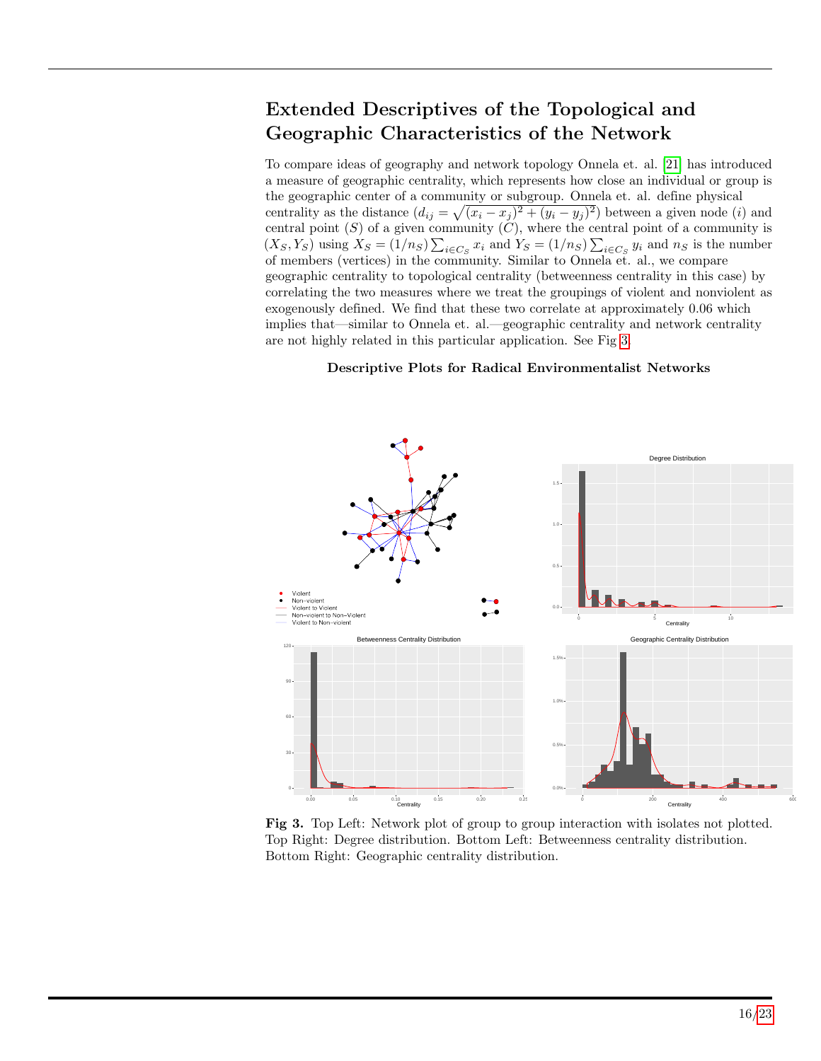# Extended Descriptives of the Topological and Geographic Characteristics of the Network

To compare ideas of geography and network topology Onnela et. al. [21] has introduced a measure of geographic centrality, which represents how close an individual or group is the geographic center of a community or subgroup. Onnela et. al. define physical centrality as the distance ($d_{ij} = \sqrt{(x_i - x_j)^2 + (y_i - y_j)^2}$) between a given node ($i$) and central point ($S$) of a given community ($C$), where the central point of a community is $(X_S, Y_S)$ using $X_S = (1/n_S) \sum_{i \in C_S} x_i$ and $Y_S = (1/n_S) \sum_{i \in C_S} y_i$ and $n_S$ is the number of members (vertices) in the community. Similar to Onnela et. al., we compare geographic centrality to topological centrality (betweenness centrality in this case) by correlating the two measures where we treat the groupings of violent and nonviolent as exogenously defined. We find that these two correlate at approximately 0.06 which implies that—similar to Onnela et. al.—geographic centrality and network centrality are not highly related in this particular application. See Fig 3.

**Descriptive Plots for Radical Environmentalist Networks**

**Fig 3.** Top Left: Network plot of group to group interaction with isolates not plotted. Top Right: Degree distribution. Bottom Left: Betweenness centrality distribution. Bottom Right: Geographic centrality distribution.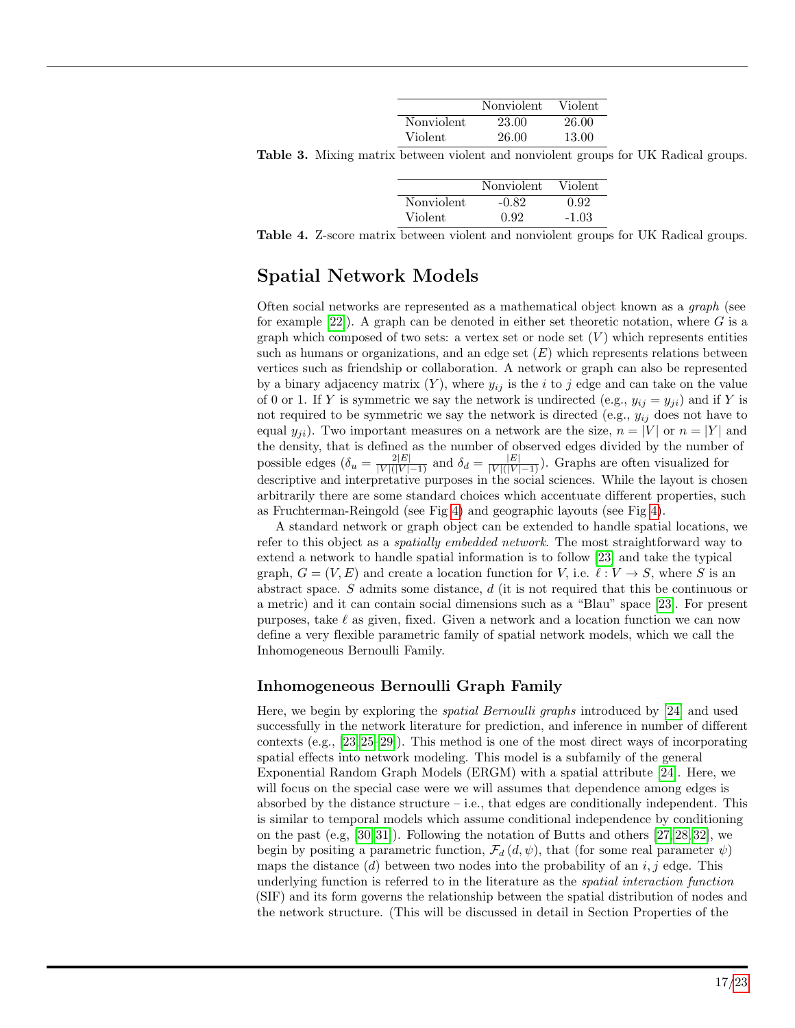|  | Nonviolent | Violent |
|---|---|---|
| Nonviolent | 23.00 | 26.00 |
| Violent | 26.00 | 13.00 |

**Table 3.** Mixing matrix between violent and nonviolent groups for UK Radical groups.

|  | Nonviolent | Violent |
|---|---|---|
| Nonviolent | -0.82 | 0.92 |
| Violent | 0.92 | -1.03 |

**Table 4.** Z-score matrix between violent and nonviolent groups for UK Radical groups.

## Spatial Network Models

Often social networks are represented as a mathematical object known as a *graph* (see for example [22]). A graph can be denoted in either set theoretic notation, where $G$ is a graph which composed of two sets: a vertex set or node set ($V$) which represents entities such as humans or organizations, and an edge set ($E$) which represents relations between vertices such as friendship or collaboration. A network or graph can also be represented by a binary adjacency matrix ($Y$), where $y_{ij}$ is the $i$ to $j$ edge and can take on the value of 0 or 1. If $Y$ is symmetric we say the network is undirected (e.g., $y_{ij} = y_{ji}$) and if $Y$ is not required to be symmetric we say the network is directed (e.g., $y_{ij}$ does not have to equal $y_{ji}$). Two important measures on a network are the size, $n = |V|$ or $n = |Y|$ and the density, that is defined as the number of observed edges divided by the number of possible edges ($\delta_u = \frac{2|E|}{|V|(|V|-1)}$ and $\delta_d = \frac{|E|}{|V|(|V|-1)}$). Graphs are often visualized for descriptive and interpretative purposes in the social sciences. While the layout is chosen arbitrarily there are some standard choices which accentuate different properties, such as Fruchterman-Reingold (see Fig 4) and geographic layouts (see Fig 4).

A standard network or graph object can be extended to handle spatial locations, we refer to this object as a *spatially embedded network*. The most straightforward way to extend a network to handle spatial information is to follow [23] and take the typical graph, $G = (V, E)$ and create a location function for $V$, i.e. $\ell : V \to S$, where $S$ is an abstract space. $S$ admits some distance, $d$ (it is not required that this be continuous or a metric) and it can contain social dimensions such as a "Blau" space [23]. For present purposes, take $\ell$ as given, fixed. Given a network and a location function we can now define a very flexible parametric family of spatial network models, which we call the Inhomogeneous Bernoulli Family.

### Inhomogeneous Bernoulli Graph Family

Here, we begin by exploring the *spatial Bernoulli graphs* introduced by [24] and used successfully in the network literature for prediction, and inference in number of different contexts (e.g., [23, 25–29]). This method is one of the most direct ways of incorporating spatial effects into network modeling. This model is a subfamily of the general Exponential Random Graph Models (ERGM) with a spatial attribute [24]. Here, we will focus on the special case were we will assumes that dependence among edges is absorbed by the distance structure – i.e., that edges are conditionally independent. This is similar to temporal models which assume conditional independence by conditioning on the past (e.g, [30, 31]). Following the notation of Butts and others [27, 28, 32], we begin by positing a parametric function, $\mathcal{F}_d(d, \psi)$, that (for some real parameter $\psi$) maps the distance ($d$) between two nodes into the probability of an $i, j$ edge. This underlying function is referred to in the literature as the *spatial interaction function* (SIF) and its form governs the relationship between the spatial distribution of nodes and the network structure. (This will be discussed in detail in Section Properties of the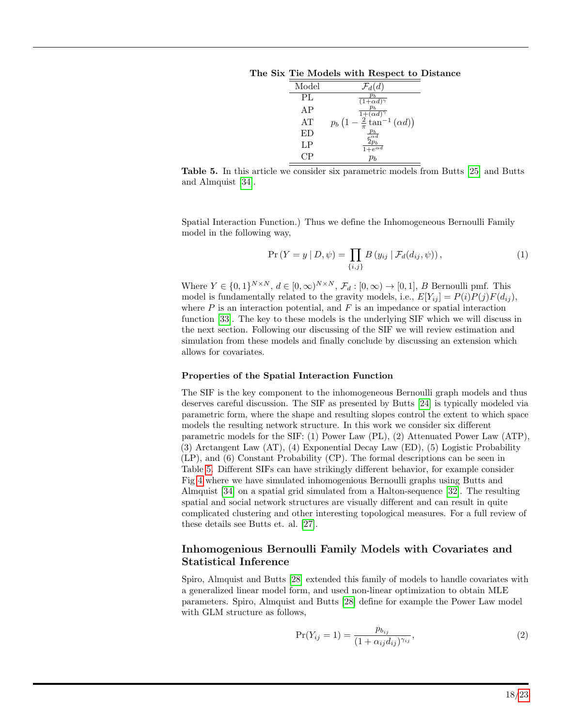**The Six Tie Models with Respect to Distance**

| Model | $\mathcal{F}_d(d)$ |
|---|---|
| PL | $\frac{p_b}{(1+\alpha d)^\gamma}$ |
| AP | $\frac{p_b}{1+(\alpha d)^\gamma}$ |
| AT | $p_b\left(1-\frac{2}{\pi}\tan^{-1}(\alpha d)\right)$ |
| ED | $\frac{p_b}{e^{\alpha d}}$ |
| LP | $\frac{2p_b}{1+e^{\alpha d}}$ |
| CP | $p_b$ |

**Table 5.** In this article we consider six parametric models from Butts [25] and Butts and Almquist [34].

Spatial Interaction Function.) Thus we define the Inhomogeneous Bernoulli Family model in the following way,

$$\Pr\left(Y = y \mid D, \psi\right) = \prod_{\{i,j\}} B\left(y_{ij} \mid \mathcal{F}_d(d_{ij}, \psi)\right), \tag{1}$$

Where $Y \in \{0,1\}^{N\times N}$, $d \in [0,\infty)^{N\times N}$, $\mathcal{F}_d : [0,\infty) \to [0,1]$, $B$ Bernoulli pmf. This model is fundamentally related to the gravity models, i.e., $E[Y_{ij}] = P(i)P(j)F(d_{ij})$, where $P$ is an interaction potential, and $F$ is an impedance or spatial interaction function [33]. The key to these models is the underlying SIF which we will discuss in the next section. Following our discussing of the SIF we will review estimation and simulation from these models and finally conclude by discussing an extension which allows for covariates.

#### Properties of the Spatial Interaction Function

The SIF is the key component to the inhomogeneous Bernoulli graph models and thus deserves careful discussion. The SIF as presented by Butts [24] is typically modeled via parametric form, where the shape and resulting slopes control the extent to which space models the resulting network structure. In this work we consider six different parametric models for the SIF: (1) Power Law (PL), (2) Attenuated Power Law (ATP), (3) Arctangent Law (AT), (4) Exponential Decay Law (ED), (5) Logistic Probability (LP), and (6) Constant Probability (CP). The formal descriptions can be seen in Table 5. Different SIFs can have strikingly different behavior, for example consider Fig 4 where we have simulated inhomogenious Bernoulli graphs using Butts and Almquist [34] on a spatial grid simulated from a Halton-sequence [32]. The resulting spatial and social network structures are visually different and can result in quite complicated clustering and other interesting topological measures. For a full review of these details see Butts et. al. [27].

### Inhomogenious Bernoulli Family Models with Covariates and Statistical Inference

Spiro, Almquist and Butts [28] extended this family of models to handle covariates with a generalized linear model form, and used non-linear optimization to obtain MLE parameters. Spiro, Almquist and Butts [28] define for example the Power Law model with GLM structure as follows,

$$\Pr(Y_{ij} = 1) = \frac{p_{b_{ij}}}{(1 + \alpha_{ij} d_{ij})^{\gamma_{ij}}}, \tag{2}$$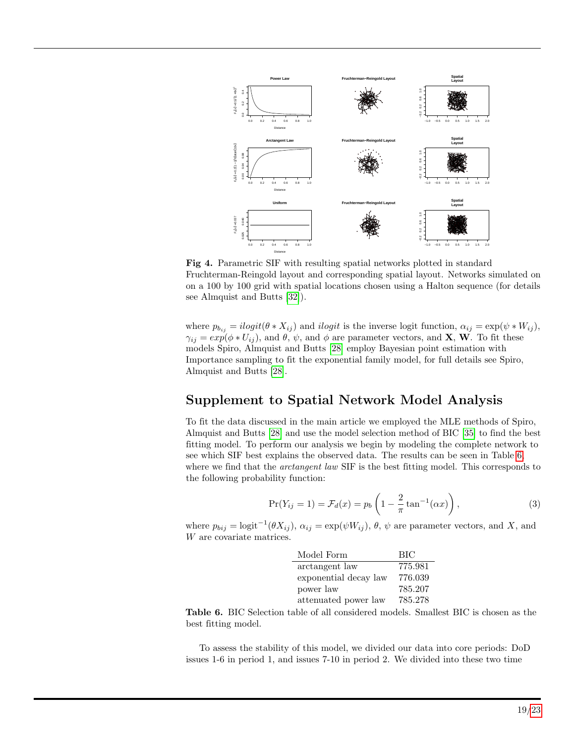**Fig 4.** Parametric SIF with resulting spatial networks plotted in standard Fruchterman-Reingold layout and corresponding spatial layout. Networks simulated on on a 100 by 100 grid with spatial locations chosen using a Halton sequence (for details see Almquist and Butts [32]).

where $p_{b_{ij}} = ilogit(\theta * X_{ij})$ and $ilogit$ is the inverse logit function, $\alpha_{ij} = \exp(\psi * W_{ij})$, $\gamma_{ij} = exp(\phi * U_{ij})$, and $\theta$, $\psi$, and $\phi$ are parameter vectors, and $\mathbf{X}$, $\mathbf{W}$. To fit these models Spiro, Almquist and Butts [28] employ Bayesian point estimation with Importance sampling to fit the exponential family model, for full details see Spiro, Almquist and Butts [28].

## Supplement to Spatial Network Model Analysis

To fit the data discussed in the main article we employed the MLE methods of Spiro, Almquist and Butts [28] and use the model selection method of BIC [35] to find the best fitting model. To perform our analysis we begin by modeling the complete network to see which SIF best explains the observed data. The results can be seen in Table 6, where we find that the *arctangent law* SIF is the best fitting model. This corresponds to the following probability function:

$$\Pr(Y_{ij} = 1) = \mathcal{F}_d(x) = p_b\left(1 - \frac{2}{\pi}\tan^{-1}(\alpha x)\right), \tag{3}$$

where $p_{bij} = \text{logit}^{-1}(\theta X_{ij})$, $\alpha_{ij} = \exp(\psi W_{ij})$, $\theta$, $\psi$ are parameter vectors, and $X$, and $W$ are covariate matrices.

| Model Form | BIC |
|---|---|
| arctangent law | 775.981 |
| exponential decay law | 776.039 |
| power law | 785.207 |
| attenuated power law | 785.278 |

**Table 6.** BIC Selection table of all considered models. Smallest BIC is chosen as the best fitting model.

To assess the stability of this model, we divided our data into core periods: DoD issues 1-6 in period 1, and issues 7-10 in period 2. We divided into these two time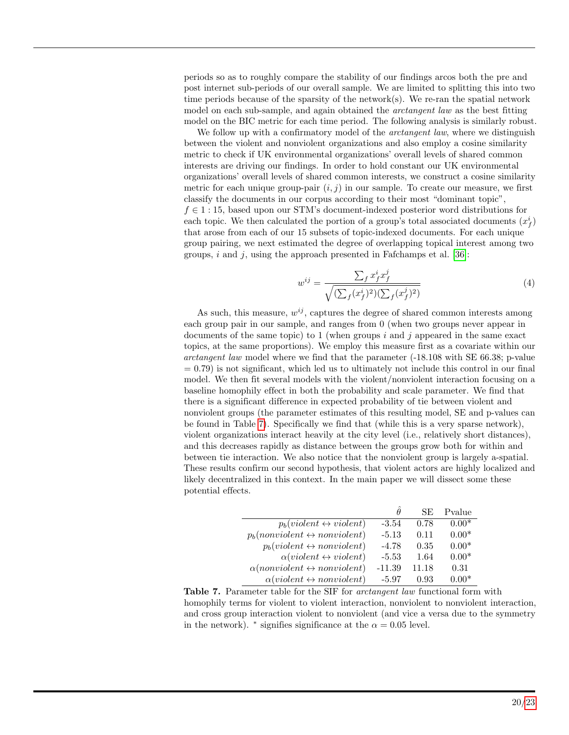periods so as to roughly compare the stability of our findings arcos both the pre and post internet sub-periods of our overall sample. We are limited to splitting this into two time periods because of the sparsity of the network(s). We re-ran the spatial network model on each sub-sample, and again obtained the *arctangent law* as the best fitting model on the BIC metric for each time period. The following analysis is similarly robust.

We follow up with a confirmatory model of the *arctangent law*, where we distinguish between the violent and nonviolent organizations and also employ a cosine similarity metric to check if UK environmental organizations' overall levels of shared common interests are driving our findings. In order to hold constant our UK environmental organizations' overall levels of shared common interests, we construct a cosine similarity metric for each unique group-pair $(i, j)$ in our sample. To create our measure, we first classify the documents in our corpus according to their most "dominant topic", $f \in 1:15$, based upon our STM's document-indexed posterior word distributions for each topic. We then calculated the portion of a group's total associated documents ($x^i_f$) that arose from each of our 15 subsets of topic-indexed documents. For each unique group pairing, we next estimated the degree of overlapping topical interest among two groups, $i$ and $j$, using the approach presented in Fafchamps et al. [36]:

$$w^{ij} = \frac{\sum_f x^i_f x^j_f}{\sqrt{(\sum_f (x^i_f)^2)(\sum_f (x^j_f)^2)}} \tag{4}$$

As such, this measure, $w^{ij}$, captures the degree of shared common interests among each group pair in our sample, and ranges from 0 (when two groups never appear in documents of the same topic) to 1 (when groups $i$ and $j$ appeared in the same exact topics, at the same proportions). We employ this measure first as a covariate within our *arctangent law* model where we find that the parameter (-18.108 with SE 66.38; p-value = 0.79) is not significant, which led us to ultimately not include this control in our final model. We then fit several models with the violent/nonviolent interaction focusing on a baseline homophily effect in both the probability and scale parameter. We find that there is a significant difference in expected probability of tie between violent and nonviolent groups (the parameter estimates of this resulting model, SE and p-values can be found in Table 7). Specifically we find that (while this is a very sparse network), violent organizations interact heavily at the city level (i.e., relatively short distances), and this decreases rapidly as distance between the groups grow both for within and between tie interaction. We also notice that the nonviolent group is largely a-spatial. These results confirm our second hypothesis, that violent actors are highly localized and likely decentralized in this context. In the main paper we will dissect some these potential effects.

| | $\hat{\theta}$ | SE | Pvalue |
|---|---|---|---|
| $p_b(violent \leftrightarrow violent)$ | -3.54 | 0.78 | 0.00* |
| $p_b(nonviolent \leftrightarrow nonviolent)$ | -5.13 | 0.11 | 0.00* |
| $p_b(violent \leftrightarrow nonviolent)$ | -4.78 | 0.35 | 0.00* |
| $\alpha(violent \leftrightarrow violent)$ | -5.53 | 1.64 | 0.00* |
| $\alpha(nonviolent \leftrightarrow nonviolent)$ | -11.39 | 11.18 | 0.31 |
| $\alpha(violent \leftrightarrow nonviolent)$ | -5.97 | 0.93 | 0.00* |

**Table 7.** Parameter table for the SIF for *arctangent law* functional form with homophily terms for violent to violent interaction, nonviolent to nonviolent interaction, and cross group interaction violent to nonviolent (and vice a versa due to the symmetry in the network). * signifies significance at the $\alpha = 0.05$ level.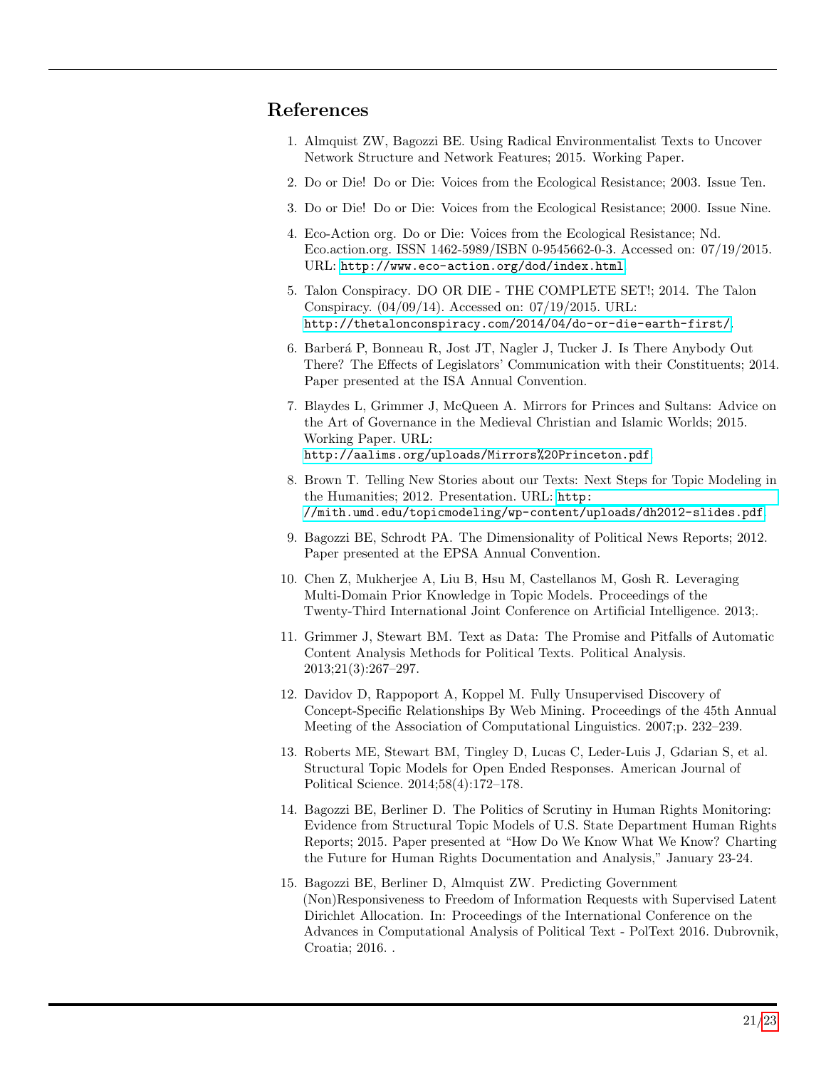# References

1. Almquist ZW, Bagozzi BE. Using Radical Environmentalist Texts to Uncover Network Structure and Network Features; 2015. Working Paper.
2. Do or Die! Do or Die: Voices from the Ecological Resistance; 2003. Issue Ten.
3. Do or Die! Do or Die: Voices from the Ecological Resistance; 2000. Issue Nine.
4. Eco-Action org. Do or Die: Voices from the Ecological Resistance; Nd. Eco.action.org. ISSN 1462-5989/ISBN 0-9545662-0-3. Accessed on: 07/19/2015. URL: http://www.eco-action.org/dod/index.html
5. Talon Conspiracy. DO OR DIE - THE COMPLETE SET!; 2014. The Talon Conspiracy. (04/09/14). Accessed on: 07/19/2015. URL: http://thetalonconspiracy.com/2014/04/do-or-die-earth-first/.
6. Barberá P, Bonneau R, Jost JT, Nagler J, Tucker J. Is There Anybody Out There? The Effects of Legislators' Communication with their Constituents; 2014. Paper presented at the ISA Annual Convention.
7. Blaydes L, Grimmer J, McQueen A. Mirrors for Princes and Sultans: Advice on the Art of Governance in the Medieval Christian and Islamic Worlds; 2015. Working Paper. URL: http://aalims.org/uploads/Mirrors%20Princeton.pdf
8. Brown T. Telling New Stories about our Texts: Next Steps for Topic Modeling in the Humanities; 2012. Presentation. URL: http://mith.umd.edu/topicmodeling/wp-content/uploads/dh2012-slides.pdf
9. Bagozzi BE, Schrodt PA. The Dimensionality of Political News Reports; 2012. Paper presented at the EPSA Annual Convention.
10. Chen Z, Mukherjee A, Liu B, Hsu M, Castellanos M, Gosh R. Leveraging Multi-Domain Prior Knowledge in Topic Models. Proceedings of the Twenty-Third International Joint Conference on Artificial Intelligence. 2013;.
11. Grimmer J, Stewart BM. Text as Data: The Promise and Pitfalls of Automatic Content Analysis Methods for Political Texts. Political Analysis. 2013;21(3):267–297.
12. Davidov D, Rappoport A, Koppel M. Fully Unsupervised Discovery of Concept-Specific Relationships By Web Mining. Proceedings of the 45th Annual Meeting of the Association of Computational Linguistics. 2007;p. 232–239.
13. Roberts ME, Stewart BM, Tingley D, Lucas C, Leder-Luis J, Gdarian S, et al. Structural Topic Models for Open Ended Responses. American Journal of Political Science. 2014;58(4):172–178.
14. Bagozzi BE, Berliner D. The Politics of Scrutiny in Human Rights Monitoring: Evidence from Structural Topic Models of U.S. State Department Human Rights Reports; 2015. Paper presented at "How Do We Know What We Know? Charting the Future for Human Rights Documentation and Analysis," January 23-24.
15. Bagozzi BE, Berliner D, Almquist ZW. Predicting Government (Non)Responsiveness to Freedom of Information Requests with Supervised Latent Dirichlet Allocation. In: Proceedings of the International Conference on the Advances in Computational Analysis of Political Text - PolText 2016. Dubrovnik, Croatia; 2016. .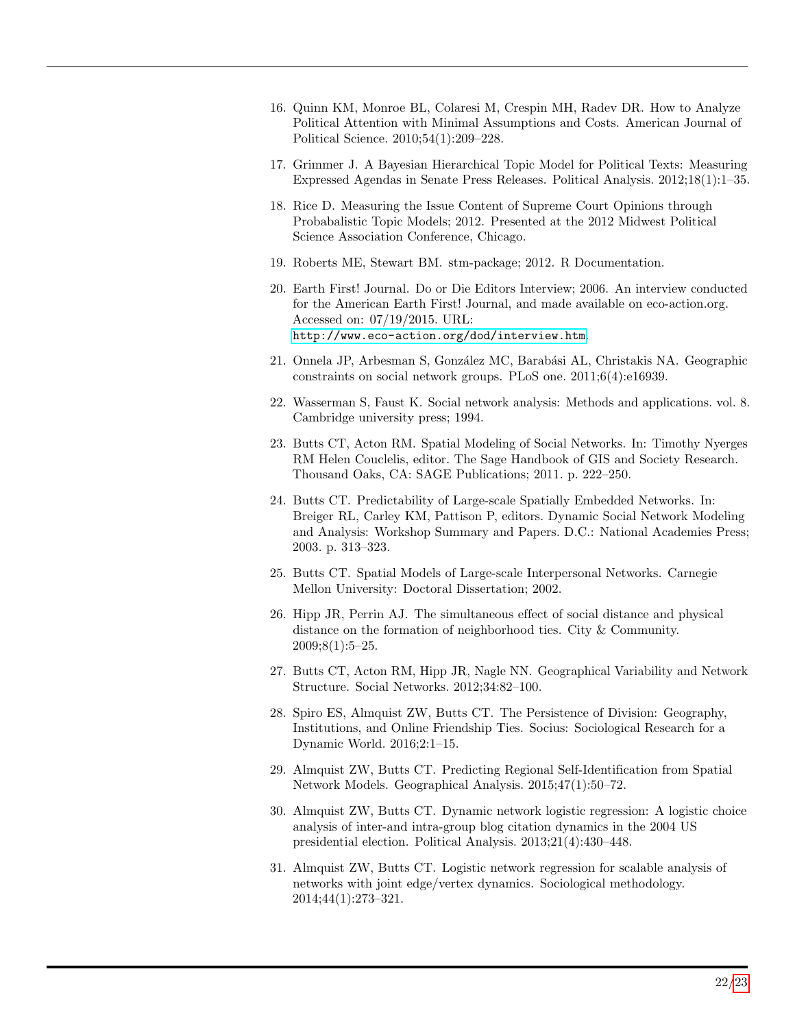16. Quinn KM, Monroe BL, Colaresi M, Crespin MH, Radev DR. How to Analyze Political Attention with Minimal Assumptions and Costs. American Journal of Political Science. 2010;54(1):209–228.

17. Grimmer J. A Bayesian Hierarchical Topic Model for Political Texts: Measuring Expressed Agendas in Senate Press Releases. Political Analysis. 2012;18(1):1–35.

18. Rice D. Measuring the Issue Content of Supreme Court Opinions through Probabalistic Topic Models; 2012. Presented at the 2012 Midwest Political Science Association Conference, Chicago.

19. Roberts ME, Stewart BM. stm-package; 2012. R Documentation.

20. Earth First! Journal. Do or Die Editors Interview; 2006. An interview conducted for the American Earth First! Journal, and made available on eco-action.org. Accessed on: 07/19/2015. URL: http://www.eco-action.org/dod/interview.htm.

21. Onnela JP, Arbesman S, González MC, Barabási AL, Christakis NA. Geographic constraints on social network groups. PLoS one. 2011;6(4):e16939.

22. Wasserman S, Faust K. Social network analysis: Methods and applications. vol. 8. Cambridge university press; 1994.

23. Butts CT, Acton RM. Spatial Modeling of Social Networks. In: Timothy Nyerges RM Helen Couclelis, editor. The Sage Handbook of GIS and Society Research. Thousand Oaks, CA: SAGE Publications; 2011. p. 222–250.

24. Butts CT. Predictability of Large-scale Spatially Embedded Networks. In: Breiger RL, Carley KM, Pattison P, editors. Dynamic Social Network Modeling and Analysis: Workshop Summary and Papers. D.C.: National Academies Press; 2003. p. 313–323.

25. Butts CT. Spatial Models of Large-scale Interpersonal Networks. Carnegie Mellon University: Doctoral Dissertation; 2002.

26. Hipp JR, Perrin AJ. The simultaneous effect of social distance and physical distance on the formation of neighborhood ties. City & Community. 2009;8(1):5–25.

27. Butts CT, Acton RM, Hipp JR, Nagle NN. Geographical Variability and Network Structure. Social Networks. 2012;34:82–100.

28. Spiro ES, Almquist ZW, Butts CT. The Persistence of Division: Geography, Institutions, and Online Friendship Ties. Socius: Sociological Research for a Dynamic World. 2016;2:1–15.

29. Almquist ZW, Butts CT. Predicting Regional Self-Identification from Spatial Network Models. Geographical Analysis. 2015;47(1):50–72.

30. Almquist ZW, Butts CT. Dynamic network logistic regression: A logistic choice analysis of inter-and intra-group blog citation dynamics in the 2004 US presidential election. Political Analysis. 2013;21(4):430–448.

31. Almquist ZW, Butts CT. Logistic network regression for scalable analysis of networks with joint edge/vertex dynamics. Sociological methodology. 2014;44(1):273–321.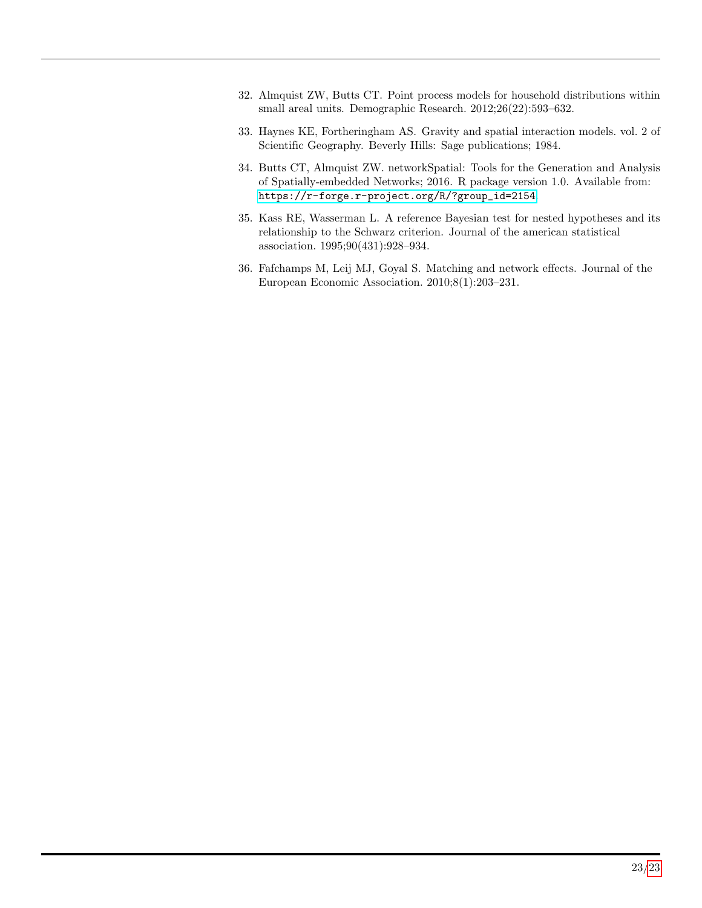32. Almquist ZW, Butts CT. Point process models for household distributions within small areal units. Demographic Research. 2012;26(22):593–632.

33. Haynes KE, Fortheringham AS. Gravity and spatial interaction models. vol. 2 of Scientific Geography. Beverly Hills: Sage publications; 1984.

34. Butts CT, Almquist ZW. networkSpatial: Tools for the Generation and Analysis of Spatially-embedded Networks; 2016. R package version 1.0. Available from: https://r-forge.r-project.org/R/?group_id=2154

35. Kass RE, Wasserman L. A reference Bayesian test for nested hypotheses and its relationship to the Schwarz criterion. Journal of the american statistical association. 1995;90(431):928–934.

36. Fafchamps M, Leij MJ, Goyal S. Matching and network effects. Journal of the European Economic Association. 2010;8(1):203–231.